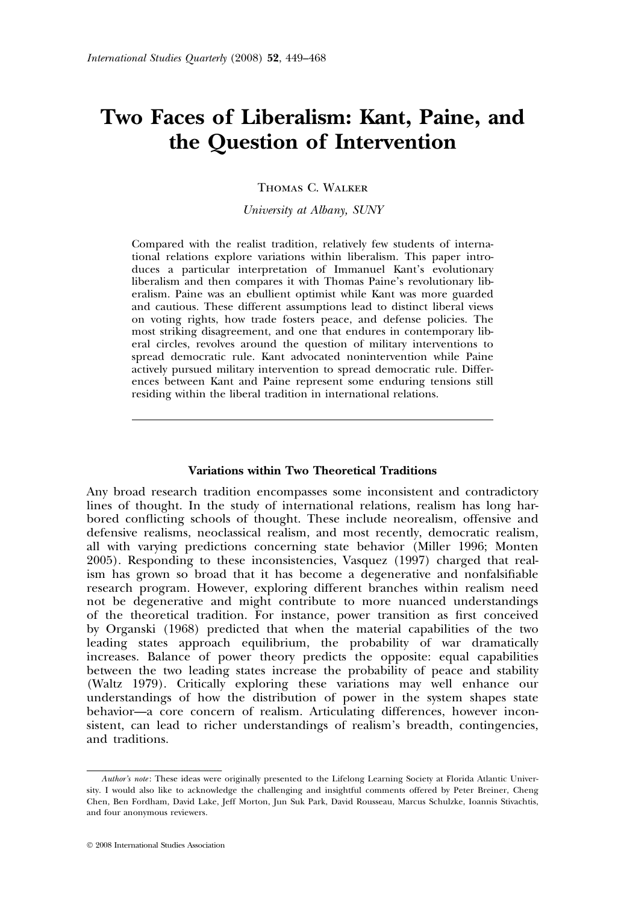# Two Faces of Liberalism: Kant, Paine, and the Question of Intervention

Thomas C. Walker

*University at Albany, SUNY*

Compared with the realist tradition, relatively few students of international relations explore variations within liberalism. This paper introduces a particular interpretation of Immanuel Kant's evolutionary liberalism and then compares it with Thomas Paine's revolutionary liberalism. Paine was an ebullient optimist while Kant was more guarded and cautious. These different assumptions lead to distinct liberal views on voting rights, how trade fosters peace, and defense policies. The most striking disagreement, and one that endures in contemporary liberal circles, revolves around the question of military interventions to spread democratic rule. Kant advocated nonintervention while Paine actively pursued military intervention to spread democratic rule. Differences between Kant and Paine represent some enduring tensions still residing within the liberal tradition in international relations.

## Variations within Two Theoretical Traditions

Any broad research tradition encompasses some inconsistent and contradictory lines of thought. In the study of international relations, realism has long harbored conflicting schools of thought. These include neorealism, offensive and defensive realisms, neoclassical realism, and most recently, democratic realism, all with varying predictions concerning state behavior (Miller 1996; Monten 2005). Responding to these inconsistencies, Vasquez (1997) charged that realism has grown so broad that it has become a degenerative and nonfalsifiable research program. However, exploring different branches within realism need not be degenerative and might contribute to more nuanced understandings of the theoretical tradition. For instance, power transition as first conceived by Organski (1968) predicted that when the material capabilities of the two leading states approach equilibrium, the probability of war dramatically increases. Balance of power theory predicts the opposite: equal capabilities between the two leading states increase the probability of peace and stability (Waltz 1979). Critically exploring these variations may well enhance our understandings of how the distribution of power in the system shapes state behavior—a core concern of realism. Articulating differences, however inconsistent, can lead to richer understandings of realism's breadth, contingencies, and traditions.

---

*Author's note*: These ideas were originally presented to the Lifelong Learning Society at Florida Atlantic University. I would also like to acknowledge the challenging and insightful comments offered by Peter Breiner, Cheng Chen, Ben Fordham, David Lake, Jeff Morton, Jun Suk Park, David Rousseau, Marcus Schulzke, Ioannis Stivachtis, and four anonymous reviewers.

© 2008 International Studies Association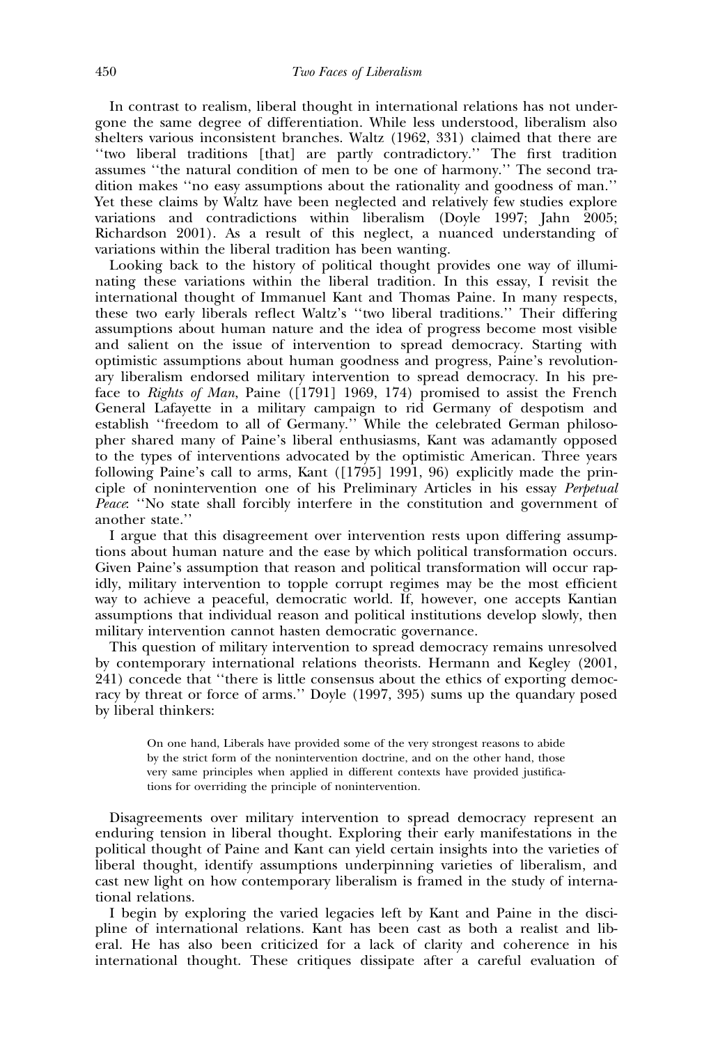In contrast to realism, liberal thought in international relations has not undergone the same degree of differentiation. While less understood, liberalism also shelters various inconsistent branches. Waltz (1962, 331) claimed that there are ''two liberal traditions [that] are partly contradictory.'' The first tradition assumes ''the natural condition of men to be one of harmony.'' The second tradition makes ''no easy assumptions about the rationality and goodness of man.'' Yet these claims by Waltz have been neglected and relatively few studies explore variations and contradictions within liberalism (Doyle 1997; Jahn 2005; Richardson 2001). As a result of this neglect, a nuanced understanding of variations within the liberal tradition has been wanting.

Looking back to the history of political thought provides one way of illuminating these variations within the liberal tradition. In this essay, I revisit the international thought of Immanuel Kant and Thomas Paine. In many respects, these two early liberals reflect Waltz's ''two liberal traditions.'' Their differing assumptions about human nature and the idea of progress become most visible and salient on the issue of intervention to spread democracy. Starting with optimistic assumptions about human goodness and progress, Paine's revolutionary liberalism endorsed military intervention to spread democracy. In his preface to *Rights of Man*, Paine ([1791] 1969, 174) promised to assist the French General Lafayette in a military campaign to rid Germany of despotism and establish ''freedom to all of Germany.'' While the celebrated German philosopher shared many of Paine's liberal enthusiasms, Kant was adamantly opposed to the types of interventions advocated by the optimistic American. Three years following Paine's call to arms, Kant ([1795] 1991, 96) explicitly made the principle of nonintervention one of his Preliminary Articles in his essay *Perpetual Peace*: ''No state shall forcibly interfere in the constitution and government of another state.''

I argue that this disagreement over intervention rests upon differing assumptions about human nature and the ease by which political transformation occurs. Given Paine's assumption that reason and political transformation will occur rapidly, military intervention to topple corrupt regimes may be the most efficient way to achieve a peaceful, democratic world. If, however, one accepts Kantian assumptions that individual reason and political institutions develop slowly, then military intervention cannot hasten democratic governance.

This question of military intervention to spread democracy remains unresolved by contemporary international relations theorists. Hermann and Kegley (2001, 241) concede that ''there is little consensus about the ethics of exporting democracy by threat or force of arms.'' Doyle (1997, 395) sums up the quandary posed by liberal thinkers:

> On one hand, Liberals have provided some of the very strongest reasons to abide by the strict form of the nonintervention doctrine, and on the other hand, those very same principles when applied in different contexts have provided justifications for overriding the principle of nonintervention.

Disagreements over military intervention to spread democracy represent an enduring tension in liberal thought. Exploring their early manifestations in the political thought of Paine and Kant can yield certain insights into the varieties of liberal thought, identify assumptions underpinning varieties of liberalism, and cast new light on how contemporary liberalism is framed in the study of international relations.

I begin by exploring the varied legacies left by Kant and Paine in the discipline of international relations. Kant has been cast as both a realist and liberal. He has also been criticized for a lack of clarity and coherence in his international thought. These critiques dissipate after a careful evaluation of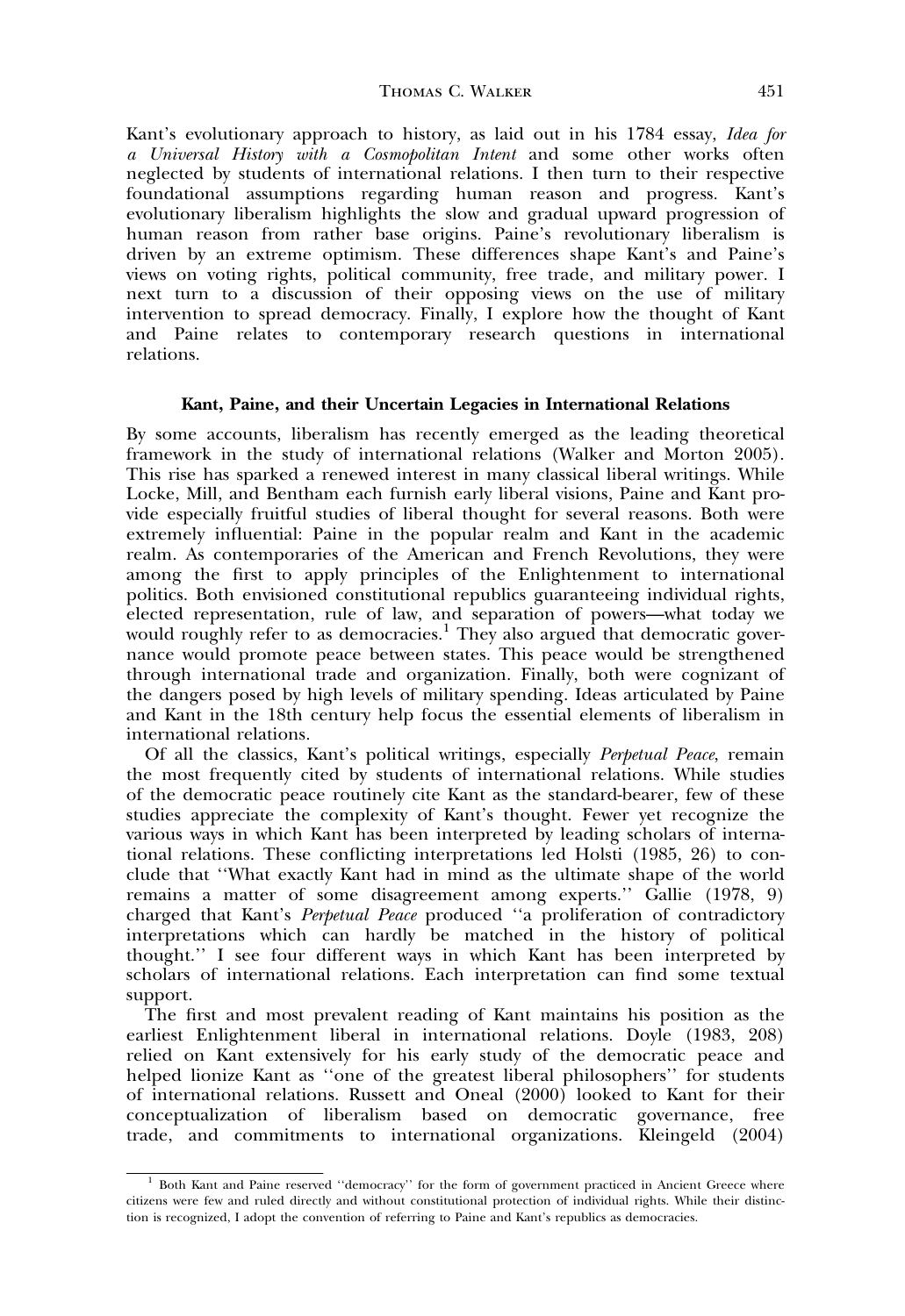Kant's evolutionary approach to history, as laid out in his 1784 essay, *Idea for a Universal History with a Cosmopolitan Intent* and some other works often neglected by students of international relations. I then turn to their respective foundational assumptions regarding human reason and progress. Kant's evolutionary liberalism highlights the slow and gradual upward progression of human reason from rather base origins. Paine's revolutionary liberalism is driven by an extreme optimism. These differences shape Kant's and Paine's views on voting rights, political community, free trade, and military power. I next turn to a discussion of their opposing views on the use of military intervention to spread democracy. Finally, I explore how the thought of Kant and Paine relates to contemporary research questions in international relations.

## Kant, Paine, and their Uncertain Legacies in International Relations

By some accounts, liberalism has recently emerged as the leading theoretical framework in the study of international relations (Walker and Morton 2005). This rise has sparked a renewed interest in many classical liberal writings. While Locke, Mill, and Bentham each furnish early liberal visions, Paine and Kant provide especially fruitful studies of liberal thought for several reasons. Both were extremely influential: Paine in the popular realm and Kant in the academic realm. As contemporaries of the American and French Revolutions, they were among the first to apply principles of the Enlightenment to international politics. Both envisioned constitutional republics guaranteeing individual rights, elected representation, rule of law, and separation of powers—what today we would roughly refer to as democracies.[1] They also argued that democratic governance would promote peace between states. This peace would be strengthened through international trade and organization. Finally, both were cognizant of the dangers posed by high levels of military spending. Ideas articulated by Paine and Kant in the 18th century help focus the essential elements of liberalism in international relations.

Of all the classics, Kant's political writings, especially *Perpetual Peace*, remain the most frequently cited by students of international relations. While studies of the democratic peace routinely cite Kant as the standard-bearer, few of these studies appreciate the complexity of Kant's thought. Fewer yet recognize the various ways in which Kant has been interpreted by leading scholars of international relations. These conflicting interpretations led Holsti (1985, 26) to conclude that ''What exactly Kant had in mind as the ultimate shape of the world remains a matter of some disagreement among experts.'' Gallie (1978, 9) charged that Kant's *Perpetual Peace* produced ''a proliferation of contradictory interpretations which can hardly be matched in the history of political thought.'' I see four different ways in which Kant has been interpreted by scholars of international relations. Each interpretation can find some textual support.

The first and most prevalent reading of Kant maintains his position as the earliest Enlightenment liberal in international relations. Doyle (1983, 208) relied on Kant extensively for his early study of the democratic peace and helped lionize Kant as ''one of the greatest liberal philosophers'' for students of international relations. Russett and Oneal (2000) looked to Kant for their conceptualization of liberalism based on democratic governance, free trade, and commitments to international organizations. Kleingeld (2004)

[1] Both Kant and Paine reserved ''democracy'' for the form of government practiced in Ancient Greece where citizens were few and ruled directly and without constitutional protection of individual rights. While their distinction is recognized, I adopt the convention of referring to Paine and Kant's republics as democracies.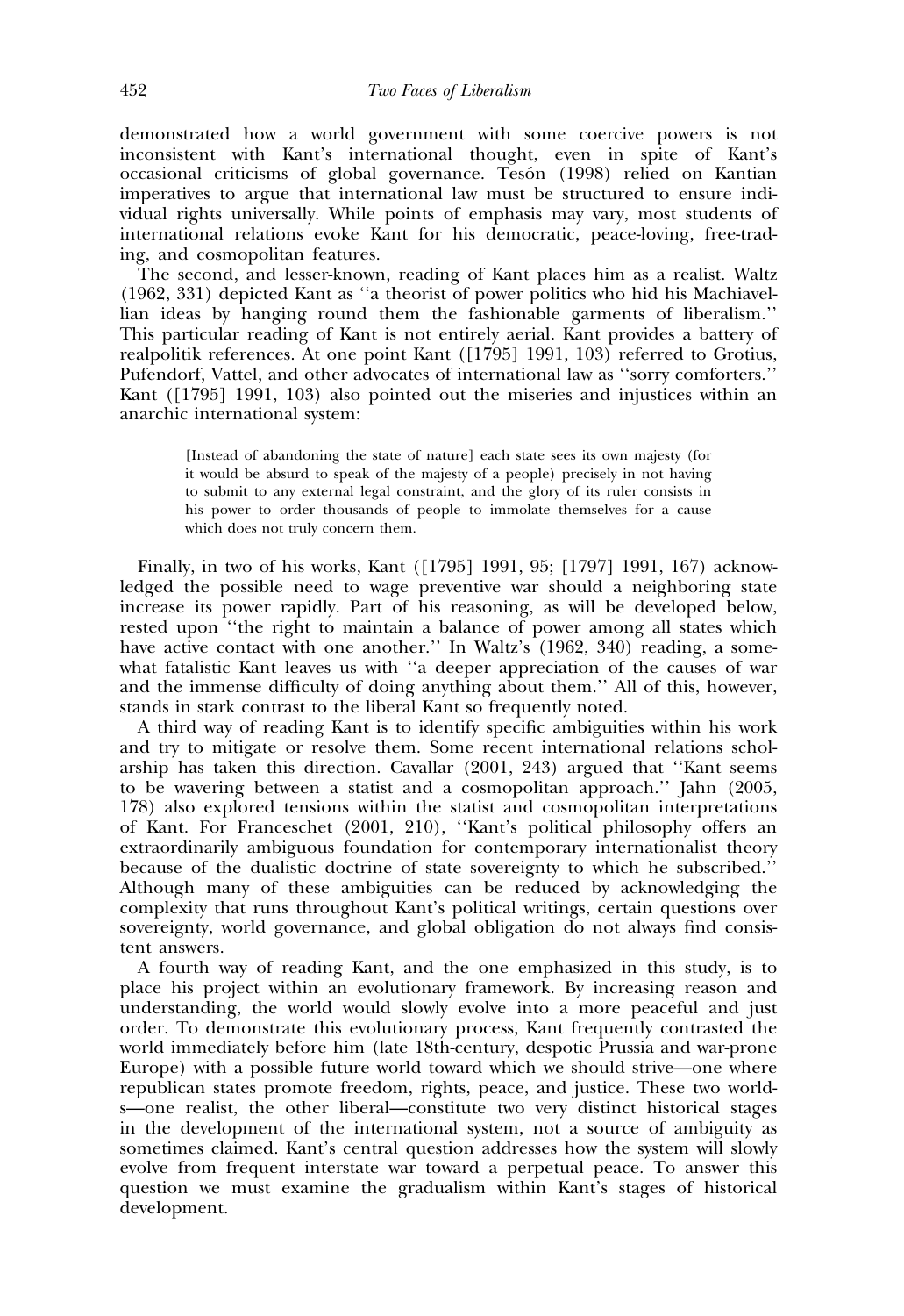demonstrated how a world government with some coercive powers is not inconsistent with Kant's international thought, even in spite of Kant's occasional criticisms of global governance. Tesón (1998) relied on Kantian imperatives to argue that international law must be structured to ensure individual rights universally. While points of emphasis may vary, most students of international relations evoke Kant for his democratic, peace-loving, free-trading, and cosmopolitan features.

The second, and lesser-known, reading of Kant places him as a realist. Waltz (1962, 331) depicted Kant as ''a theorist of power politics who hid his Machiavellian ideas by hanging round them the fashionable garments of liberalism.'' This particular reading of Kant is not entirely aerial. Kant provides a battery of realpolitik references. At one point Kant ([1795] 1991, 103) referred to Grotius, Pufendorf, Vattel, and other advocates of international law as ''sorry comforters.'' Kant ([1795] 1991, 103) also pointed out the miseries and injustices within an anarchic international system:

> [Instead of abandoning the state of nature] each state sees its own majesty (for it would be absurd to speak of the majesty of a people) precisely in not having to submit to any external legal constraint, and the glory of its ruler consists in his power to order thousands of people to immolate themselves for a cause which does not truly concern them.

Finally, in two of his works, Kant ([1795] 1991, 95; [1797] 1991, 167) acknowledged the possible need to wage preventive war should a neighboring state increase its power rapidly. Part of his reasoning, as will be developed below, rested upon ''the right to maintain a balance of power among all states which have active contact with one another.'' In Waltz's (1962, 340) reading, a somewhat fatalistic Kant leaves us with ''a deeper appreciation of the causes of war and the immense difficulty of doing anything about them.'' All of this, however, stands in stark contrast to the liberal Kant so frequently noted.

A third way of reading Kant is to identify specific ambiguities within his work and try to mitigate or resolve them. Some recent international relations scholarship has taken this direction. Cavallar (2001, 243) argued that ''Kant seems to be wavering between a statist and a cosmopolitan approach.'' Jahn (2005, 178) also explored tensions within the statist and cosmopolitan interpretations of Kant. For Franceschet (2001, 210), ''Kant's political philosophy offers an extraordinarily ambiguous foundation for contemporary internationalist theory because of the dualistic doctrine of state sovereignty to which he subscribed.'' Although many of these ambiguities can be reduced by acknowledging the complexity that runs throughout Kant's political writings, certain questions over sovereignty, world governance, and global obligation do not always find consistent answers.

A fourth way of reading Kant, and the one emphasized in this study, is to place his project within an evolutionary framework. By increasing reason and understanding, the world would slowly evolve into a more peaceful and just order. To demonstrate this evolutionary process, Kant frequently contrasted the world immediately before him (late 18th-century, despotic Prussia and war-prone Europe) with a possible future world toward which we should strive—one where republican states promote freedom, rights, peace, and justice. These two worlds—one realist, the other liberal—constitute two very distinct historical stages in the development of the international system, not a source of ambiguity as sometimes claimed. Kant's central question addresses how the system will slowly evolve from frequent interstate war toward a perpetual peace. To answer this question we must examine the gradualism within Kant's stages of historical development.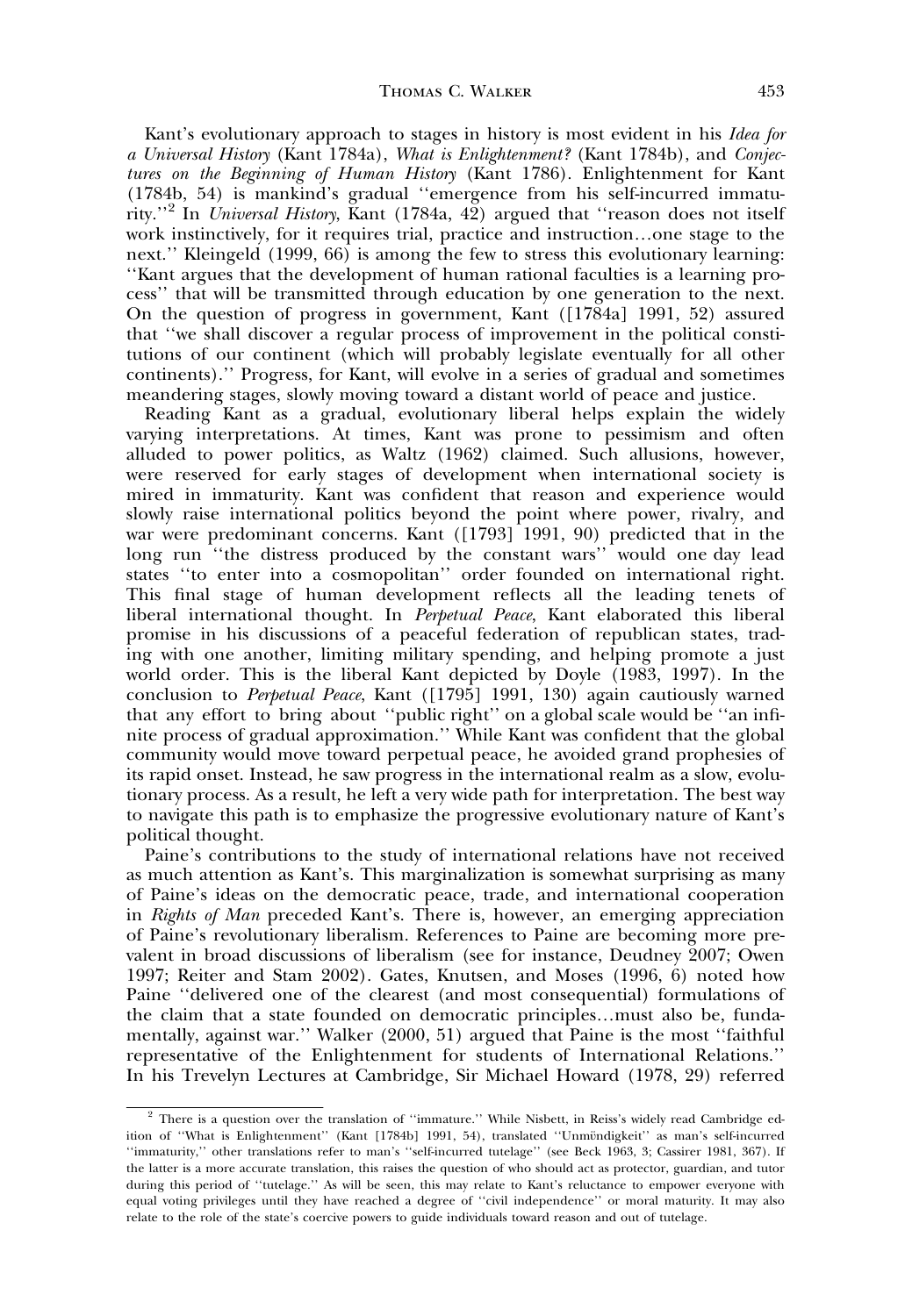Kant's evolutionary approach to stages in history is most evident in his *Idea for a Universal History* (Kant 1784a), *What is Enlightenment?* (Kant 1784b), and *Conjectures on the Beginning of Human History* (Kant 1786). Enlightenment for Kant (1784b, 54) is mankind's gradual ''emergence from his self-incurred immaturity.''[2] In *Universal History*, Kant (1784a, 42) argued that ''reason does not itself work instinctively, for it requires trial, practice and instruction…one stage to the next.'' Kleingeld (1999, 66) is among the few to stress this evolutionary learning: ''Kant argues that the development of human rational faculties is a learning process'' that will be transmitted through education by one generation to the next. On the question of progress in government, Kant ([1784a] 1991, 52) assured that ''we shall discover a regular process of improvement in the political constitutions of our continent (which will probably legislate eventually for all other continents).'' Progress, for Kant, will evolve in a series of gradual and sometimes meandering stages, slowly moving toward a distant world of peace and justice.

Reading Kant as a gradual, evolutionary liberal helps explain the widely varying interpretations. At times, Kant was prone to pessimism and often alluded to power politics, as Waltz (1962) claimed. Such allusions, however, were reserved for early stages of development when international society is mired in immaturity. Kant was confident that reason and experience would slowly raise international politics beyond the point where power, rivalry, and war were predominant concerns. Kant ([1793] 1991, 90) predicted that in the long run ''the distress produced by the constant wars'' would one day lead states ''to enter into a cosmopolitan'' order founded on international right. This final stage of human development reflects all the leading tenets of liberal international thought. In *Perpetual Peace*, Kant elaborated this liberal promise in his discussions of a peaceful federation of republican states, trading with one another, limiting military spending, and helping promote a just world order. This is the liberal Kant depicted by Doyle (1983, 1997). In the conclusion to *Perpetual Peace*, Kant ([1795] 1991, 130) again cautiously warned that any effort to bring about ''public right'' on a global scale would be ''an infinite process of gradual approximation.'' While Kant was confident that the global community would move toward perpetual peace, he avoided grand prophesies of its rapid onset. Instead, he saw progress in the international realm as a slow, evolutionary process. As a result, he left a very wide path for interpretation. The best way to navigate this path is to emphasize the progressive evolutionary nature of Kant's political thought.

Paine's contributions to the study of international relations have not received as much attention as Kant's. This marginalization is somewhat surprising as many of Paine's ideas on the democratic peace, trade, and international cooperation in *Rights of Man* preceded Kant's. There is, however, an emerging appreciation of Paine's revolutionary liberalism. References to Paine are becoming more prevalent in broad discussions of liberalism (see for instance, Deudney 2007; Owen 1997; Reiter and Stam 2002). Gates, Knutsen, and Moses (1996, 6) noted how Paine ''delivered one of the clearest (and most consequential) formulations of the claim that a state founded on democratic principles…must also be, fundamentally, against war.'' Walker (2000, 51) argued that Paine is the most ''faithful representative of the Enlightenment for students of International Relations.'' In his Trevelyn Lectures at Cambridge, Sir Michael Howard (1978, 29) referred

[2] There is a question over the translation of ''immature.'' While Nisbett, in Reiss's widely read Cambridge edition of ''What is Enlightenment'' (Kant [1784b] 1991, 54), translated ''Unmündigkeit'' as man's self-incurred ''immaturity,'' other translations refer to man's ''self-incurred tutelage'' (see Beck 1963, 3; Cassirer 1981, 367). If the latter is a more accurate translation, this raises the question of who should act as protector, guardian, and tutor during this period of ''tutelage.'' As will be seen, this may relate to Kant's reluctance to empower everyone with equal voting privileges until they have reached a degree of ''civil independence'' or moral maturity. It may also relate to the role of the state's coercive powers to guide individuals toward reason and out of tutelage.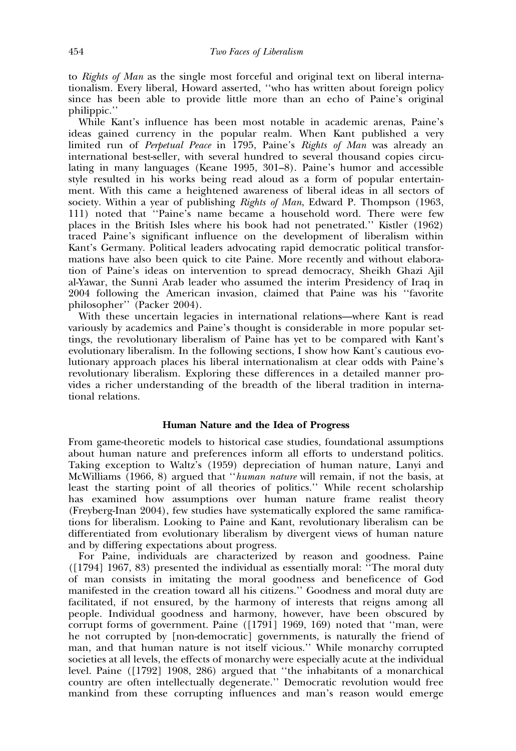to *Rights of Man* as the single most forceful and original text on liberal internationalism. Every liberal, Howard asserted, ''who has written about foreign policy since has been able to provide little more than an echo of Paine's original philippic.''

While Kant's influence has been most notable in academic arenas, Paine's ideas gained currency in the popular realm. When Kant published a very limited run of *Perpetual Peace* in 1795, Paine's *Rights of Man* was already an international best-seller, with several hundred to several thousand copies circulating in many languages (Keane 1995, 301–8). Paine's humor and accessible style resulted in his works being read aloud as a form of popular entertainment. With this came a heightened awareness of liberal ideas in all sectors of society. Within a year of publishing *Rights of Man*, Edward P. Thompson (1963, 111) noted that ''Paine's name became a household word. There were few places in the British Isles where his book had not penetrated.'' Kistler (1962) traced Paine's significant influence on the development of liberalism within Kant's Germany. Political leaders advocating rapid democratic political transformations have also been quick to cite Paine. More recently and without elaboration of Paine's ideas on intervention to spread democracy, Sheikh Ghazi Ajil al-Yawar, the Sunni Arab leader who assumed the interim Presidency of Iraq in 2004 following the American invasion, claimed that Paine was his ''favorite philosopher'' (Packer 2004).

With these uncertain legacies in international relations—where Kant is read variously by academics and Paine's thought is considerable in more popular settings, the revolutionary liberalism of Paine has yet to be compared with Kant's evolutionary liberalism. In the following sections, I show how Kant's cautious evolutionary approach places his liberal internationalism at clear odds with Paine's revolutionary liberalism. Exploring these differences in a detailed manner provides a richer understanding of the breadth of the liberal tradition in international relations.

## Human Nature and the Idea of Progress

From game-theoretic models to historical case studies, foundational assumptions about human nature and preferences inform all efforts to understand politics. Taking exception to Waltz's (1959) depreciation of human nature, Lanyi and McWilliams (1966, 8) argued that ''*human nature* will remain, if not the basis, at least the starting point of all theories of politics.'' While recent scholarship has examined how assumptions over human nature frame realist theory (Freyberg-Inan 2004), few studies have systematically explored the same ramifications for liberalism. Looking to Paine and Kant, revolutionary liberalism can be differentiated from evolutionary liberalism by divergent views of human nature and by differing expectations about progress.

For Paine, individuals are characterized by reason and goodness. Paine ([1794] 1967, 83) presented the individual as essentially moral: ''The moral duty of man consists in imitating the moral goodness and beneficence of God manifested in the creation toward all his citizens.'' Goodness and moral duty are facilitated, if not ensured, by the harmony of interests that reigns among all people. Individual goodness and harmony, however, have been obscured by corrupt forms of government. Paine ([1791] 1969, 169) noted that ''man, were he not corrupted by [non-democratic] governments, is naturally the friend of man, and that human nature is not itself vicious.'' While monarchy corrupted societies at all levels, the effects of monarchy were especially acute at the individual level. Paine ([1792] 1908, 286) argued that ''the inhabitants of a monarchical country are often intellectually degenerate.'' Democratic revolution would free mankind from these corrupting influences and man's reason would emerge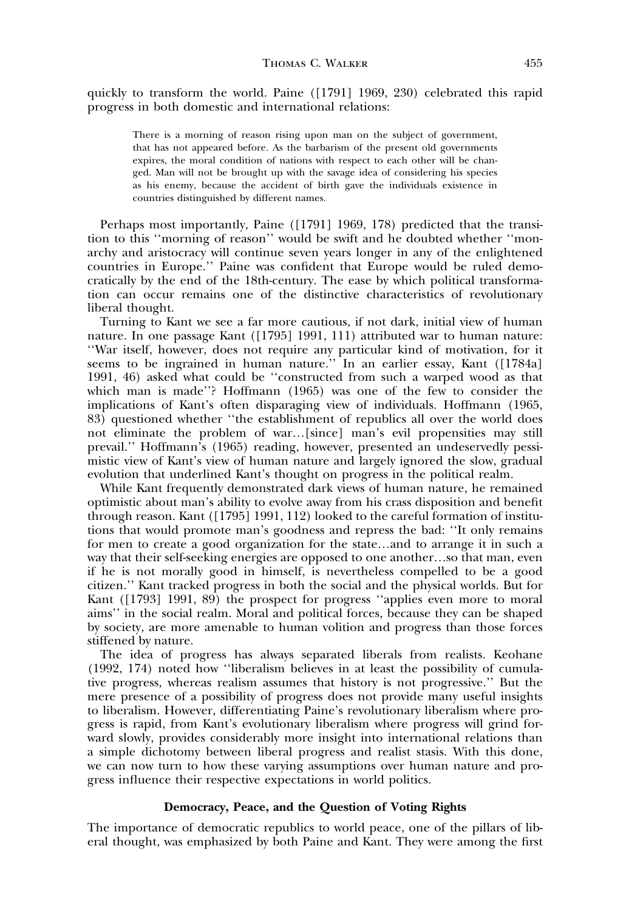quickly to transform the world. Paine ([1791] 1969, 230) celebrated this rapid progress in both domestic and international relations:

> There is a morning of reason rising upon man on the subject of government, that has not appeared before. As the barbarism of the present old governments expires, the moral condition of nations with respect to each other will be changed. Man will not be brought up with the savage idea of considering his species as his enemy, because the accident of birth gave the individuals existence in countries distinguished by different names.

Perhaps most importantly, Paine ([1791] 1969, 178) predicted that the transition to this ''morning of reason'' would be swift and he doubted whether ''monarchy and aristocracy will continue seven years longer in any of the enlightened countries in Europe.'' Paine was confident that Europe would be ruled democratically by the end of the 18th-century. The ease by which political transformation can occur remains one of the distinctive characteristics of revolutionary liberal thought.

Turning to Kant we see a far more cautious, if not dark, initial view of human nature. In one passage Kant ([1795] 1991, 111) attributed war to human nature: ''War itself, however, does not require any particular kind of motivation, for it seems to be ingrained in human nature.'' In an earlier essay, Kant ([1784a] 1991, 46) asked what could be ''constructed from such a warped wood as that which man is made''? Hoffmann (1965) was one of the few to consider the implications of Kant's often disparaging view of individuals. Hoffmann (1965, 83) questioned whether ''the establishment of republics all over the world does not eliminate the problem of war…[since] man's evil propensities may still prevail.'' Hoffmann's (1965) reading, however, presented an undeservedly pessimistic view of Kant's view of human nature and largely ignored the slow, gradual evolution that underlined Kant's thought on progress in the political realm.

While Kant frequently demonstrated dark views of human nature, he remained optimistic about man's ability to evolve away from his crass disposition and benefit through reason. Kant ([1795] 1991, 112) looked to the careful formation of institutions that would promote man's goodness and repress the bad: ''It only remains for men to create a good organization for the state…and to arrange it in such a way that their self-seeking energies are opposed to one another…so that man, even if he is not morally good in himself, is nevertheless compelled to be a good citizen.'' Kant tracked progress in both the social and the physical worlds. But for Kant ([1793] 1991, 89) the prospect for progress ''applies even more to moral aims'' in the social realm. Moral and political forces, because they can be shaped by society, are more amenable to human volition and progress than those forces stiffened by nature.

The idea of progress has always separated liberals from realists. Keohane (1992, 174) noted how ''liberalism believes in at least the possibility of cumulative progress, whereas realism assumes that history is not progressive.'' But the mere presence of a possibility of progress does not provide many useful insights to liberalism. However, differentiating Paine's revolutionary liberalism where progress is rapid, from Kant's evolutionary liberalism where progress will grind forward slowly, provides considerably more insight into international relations than a simple dichotomy between liberal progress and realist stasis. With this done, we can now turn to how these varying assumptions over human nature and progress influence their respective expectations in world politics.

## Democracy, Peace, and the Question of Voting Rights

The importance of democratic republics to world peace, one of the pillars of liberal thought, was emphasized by both Paine and Kant. They were among the first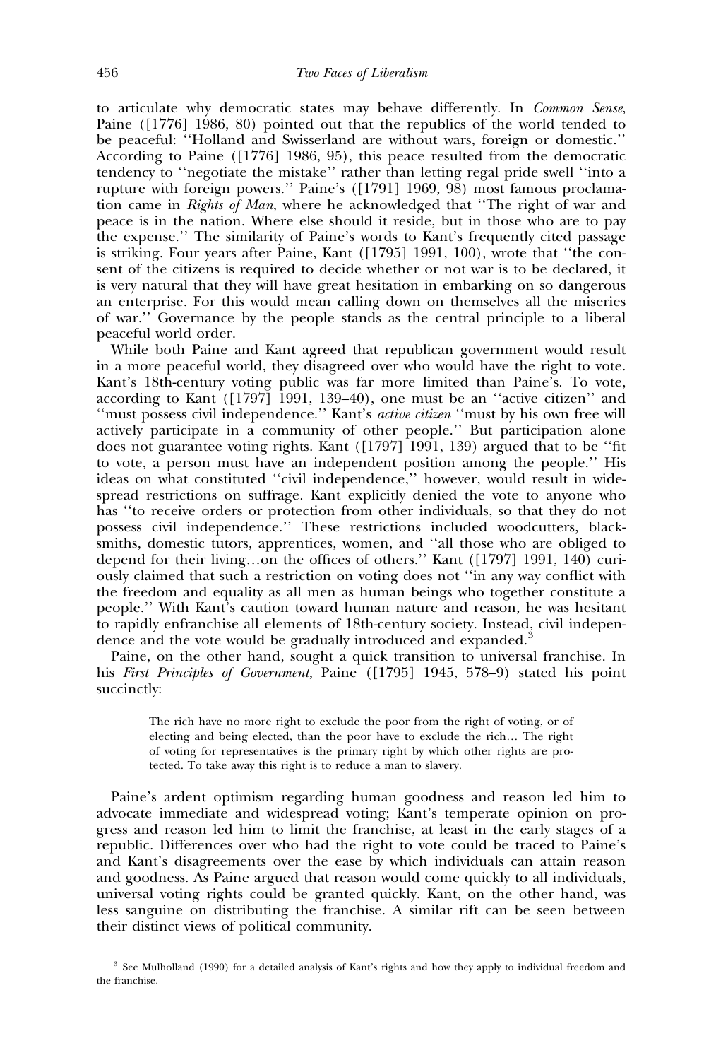to articulate why democratic states may behave differently. In *Common Sense*, Paine ([1776] 1986, 80) pointed out that the republics of the world tended to be peaceful: ''Holland and Swisserland are without wars, foreign or domestic.'' According to Paine ([1776] 1986, 95), this peace resulted from the democratic tendency to ''negotiate the mistake'' rather than letting regal pride swell ''into a rupture with foreign powers.'' Paine's ([1791] 1969, 98) most famous proclamation came in *Rights of Man*, where he acknowledged that ''The right of war and peace is in the nation. Where else should it reside, but in those who are to pay the expense.'' The similarity of Paine's words to Kant's frequently cited passage is striking. Four years after Paine, Kant ([1795] 1991, 100), wrote that ''the consent of the citizens is required to decide whether or not war is to be declared, it is very natural that they will have great hesitation in embarking on so dangerous an enterprise. For this would mean calling down on themselves all the miseries of war.'' Governance by the people stands as the central principle to a liberal peaceful world order.

While both Paine and Kant agreed that republican government would result in a more peaceful world, they disagreed over who would have the right to vote. Kant's 18th-century voting public was far more limited than Paine's. To vote, according to Kant ([1797] 1991, 139–40), one must be an ''active citizen'' and ''must possess civil independence.'' Kant's *active citizen* ''must by his own free will actively participate in a community of other people.'' But participation alone does not guarantee voting rights. Kant ([1797] 1991, 139) argued that to be ''fit to vote, a person must have an independent position among the people.'' His ideas on what constituted ''civil independence,'' however, would result in widespread restrictions on suffrage. Kant explicitly denied the vote to anyone who has ''to receive orders or protection from other individuals, so that they do not possess civil independence.'' These restrictions included woodcutters, blacksmiths, domestic tutors, apprentices, women, and ''all those who are obliged to depend for their living…on the offices of others.'' Kant ([1797] 1991, 140) curiously claimed that such a restriction on voting does not ''in any way conflict with the freedom and equality as all men as human beings who together constitute a people.'' With Kant's caution toward human nature and reason, he was hesitant to rapidly enfranchise all elements of 18th-century society. Instead, civil independence and the vote would be gradually introduced and expanded.[3]

Paine, on the other hand, sought a quick transition to universal franchise. In his *First Principles of Government*, Paine ([1795] 1945, 578–9) stated his point succinctly:

> The rich have no more right to exclude the poor from the right of voting, or of electing and being elected, than the poor have to exclude the rich… The right of voting for representatives is the primary right by which other rights are protected. To take away this right is to reduce a man to slavery.

Paine's ardent optimism regarding human goodness and reason led him to advocate immediate and widespread voting; Kant's temperate opinion on progress and reason led him to limit the franchise, at least in the early stages of a republic. Differences over who had the right to vote could be traced to Paine's and Kant's disagreements over the ease by which individuals can attain reason and goodness. As Paine argued that reason would come quickly to all individuals, universal voting rights could be granted quickly. Kant, on the other hand, was less sanguine on distributing the franchise. A similar rift can be seen between their distinct views of political community.

[3] See Mulholland (1990) for a detailed analysis of Kant's rights and how they apply to individual freedom and the franchise.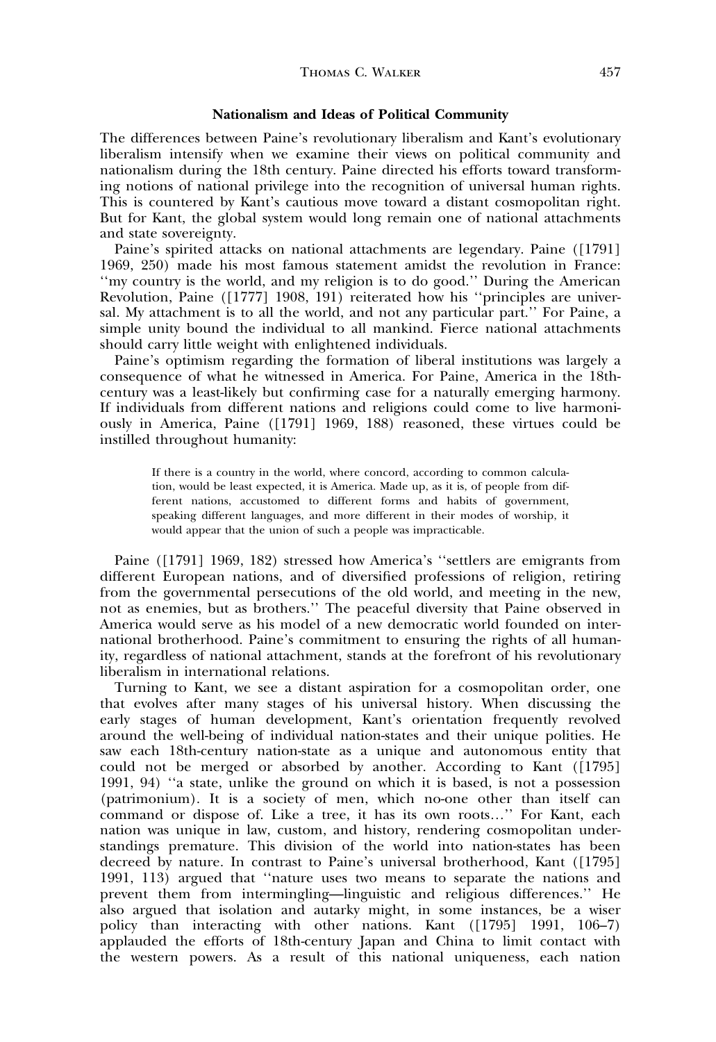### Nationalism and Ideas of Political Community

The differences between Paine's revolutionary liberalism and Kant's evolutionary liberalism intensify when we examine their views on political community and nationalism during the 18th century. Paine directed his efforts toward transforming notions of national privilege into the recognition of universal human rights. This is countered by Kant's cautious move toward a distant cosmopolitan right. But for Kant, the global system would long remain one of national attachments and state sovereignty.

Paine's spirited attacks on national attachments are legendary. Paine ([1791] 1969, 250) made his most famous statement amidst the revolution in France: ''my country is the world, and my religion is to do good.'' During the American Revolution, Paine ([1777] 1908, 191) reiterated how his ''principles are universal. My attachment is to all the world, and not any particular part.'' For Paine, a simple unity bound the individual to all mankind. Fierce national attachments should carry little weight with enlightened individuals.

Paine's optimism regarding the formation of liberal institutions was largely a consequence of what he witnessed in America. For Paine, America in the 18th-century was a least-likely but confirming case for a naturally emerging harmony. If individuals from different nations and religions could come to live harmoniously in America, Paine ([1791] 1969, 188) reasoned, these virtues could be instilled throughout humanity:

> If there is a country in the world, where concord, according to common calculation, would be least expected, it is America. Made up, as it is, of people from different nations, accustomed to different forms and habits of government, speaking different languages, and more different in their modes of worship, it would appear that the union of such a people was impracticable.

Paine ([1791] 1969, 182) stressed how America's ''settlers are emigrants from different European nations, and of diversified professions of religion, retiring from the governmental persecutions of the old world, and meeting in the new, not as enemies, but as brothers.'' The peaceful diversity that Paine observed in America would serve as his model of a new democratic world founded on international brotherhood. Paine's commitment to ensuring the rights of all humanity, regardless of national attachment, stands at the forefront of his revolutionary liberalism in international relations.

Turning to Kant, we see a distant aspiration for a cosmopolitan order, one that evolves after many stages of his universal history. When discussing the early stages of human development, Kant's orientation frequently revolved around the well-being of individual nation-states and their unique polities. He saw each 18th-century nation-state as a unique and autonomous entity that could not be merged or absorbed by another. According to Kant ([1795] 1991, 94) ''a state, unlike the ground on which it is based, is not a possession (patrimonium). It is a society of men, which no-one other than itself can command or dispose of. Like a tree, it has its own roots...'' For Kant, each nation was unique in law, custom, and history, rendering cosmopolitan understandings premature. This division of the world into nation-states has been decreed by nature. In contrast to Paine's universal brotherhood, Kant ([1795] 1991, 113) argued that ''nature uses two means to separate the nations and prevent them from intermingling—linguistic and religious differences.'' He also argued that isolation and autarky might, in some instances, be a wiser policy than interacting with other nations. Kant ([1795] 1991, 106–7) applauded the efforts of 18th-century Japan and China to limit contact with the western powers. As a result of this national uniqueness, each nation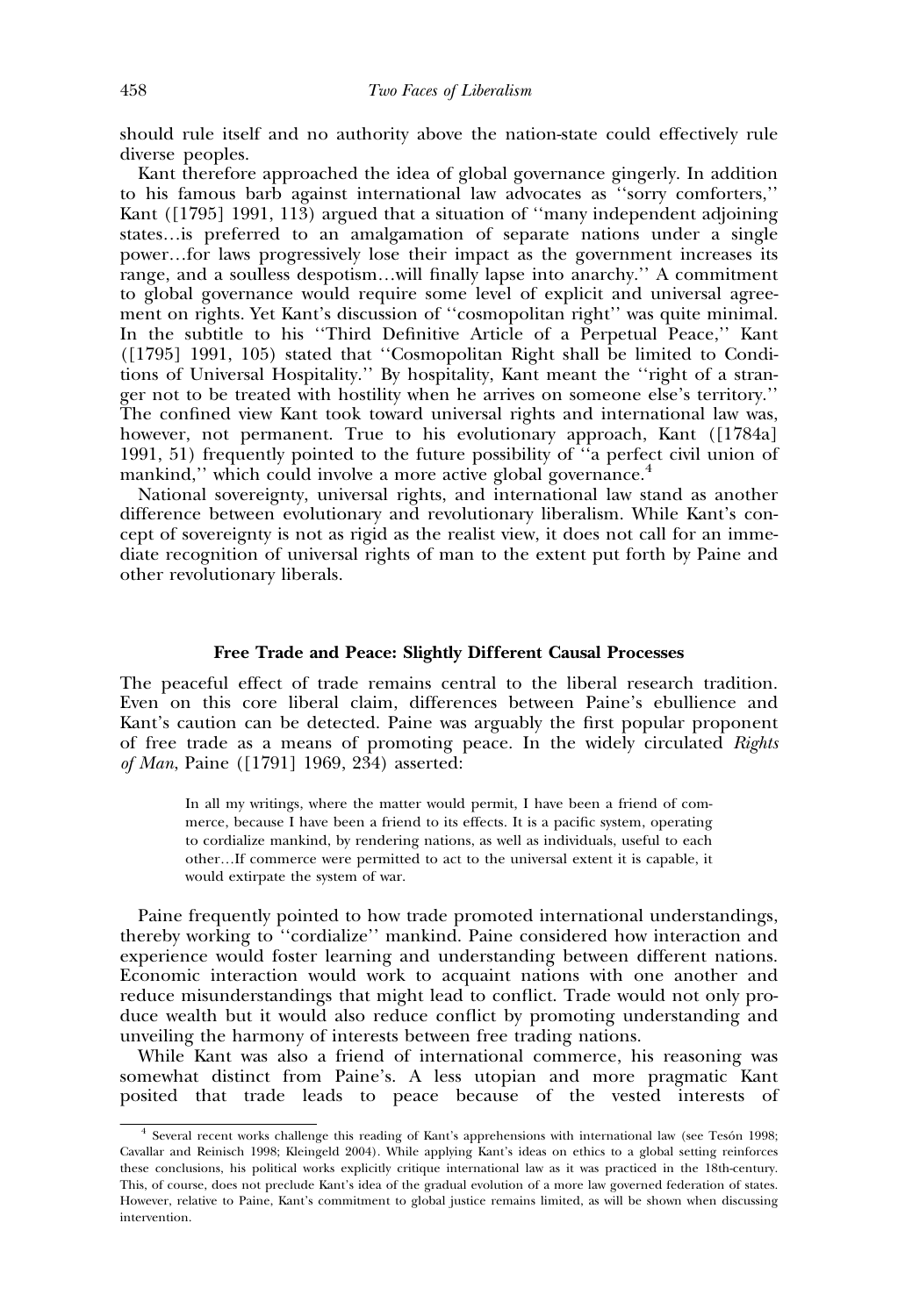should rule itself and no authority above the nation-state could effectively rule diverse peoples.

Kant therefore approached the idea of global governance gingerly. In addition to his famous barb against international law advocates as ''sorry comforters,'' Kant ([1795] 1991, 113) argued that a situation of ''many independent adjoining states…is preferred to an amalgamation of separate nations under a single power…for laws progressively lose their impact as the government increases its range, and a soulless despotism…will finally lapse into anarchy.'' A commitment to global governance would require some level of explicit and universal agreement on rights. Yet Kant's discussion of ''cosmopolitan right'' was quite minimal. In the subtitle to his ''Third Definitive Article of a Perpetual Peace,'' Kant ([1795] 1991, 105) stated that ''Cosmopolitan Right shall be limited to Conditions of Universal Hospitality.'' By hospitality, Kant meant the ''right of a stranger not to be treated with hostility when he arrives on someone else's territory.'' The confined view Kant took toward universal rights and international law was, however, not permanent. True to his evolutionary approach, Kant ([1784a] 1991, 51) frequently pointed to the future possibility of ''a perfect civil union of mankind,'' which could involve a more active global governance.[4]

National sovereignty, universal rights, and international law stand as another difference between evolutionary and revolutionary liberalism. While Kant's concept of sovereignty is not as rigid as the realist view, it does not call for an immediate recognition of universal rights of man to the extent put forth by Paine and other revolutionary liberals.

### Free Trade and Peace: Slightly Different Causal Processes

The peaceful effect of trade remains central to the liberal research tradition. Even on this core liberal claim, differences between Paine's ebullience and Kant's caution can be detected. Paine was arguably the first popular proponent of free trade as a means of promoting peace. In the widely circulated *Rights of Man*, Paine ([1791] 1969, 234) asserted:

> In all my writings, where the matter would permit, I have been a friend of commerce, because I have been a friend to its effects. It is a pacific system, operating to cordialize mankind, by rendering nations, as well as individuals, useful to each other…If commerce were permitted to act to the universal extent it is capable, it would extirpate the system of war.

Paine frequently pointed to how trade promoted international understandings, thereby working to ''cordialize'' mankind. Paine considered how interaction and experience would foster learning and understanding between different nations. Economic interaction would work to acquaint nations with one another and reduce misunderstandings that might lead to conflict. Trade would not only produce wealth but it would also reduce conflict by promoting understanding and unveiling the harmony of interests between free trading nations.

While Kant was also a friend of international commerce, his reasoning was somewhat distinct from Paine's. A less utopian and more pragmatic Kant posited that trade leads to peace because of the vested interests of

---

[4] Several recent works challenge this reading of Kant's apprehensions with international law (see Tesón 1998; Cavallar and Reinisch 1998; Kleingeld 2004). While applying Kant's ideas on ethics to a global setting reinforces these conclusions, his political works explicitly critique international law as it was practiced in the 18th-century. This, of course, does not preclude Kant's idea of the gradual evolution of a more law governed federation of states. However, relative to Paine, Kant's commitment to global justice remains limited, as will be shown when discussing intervention.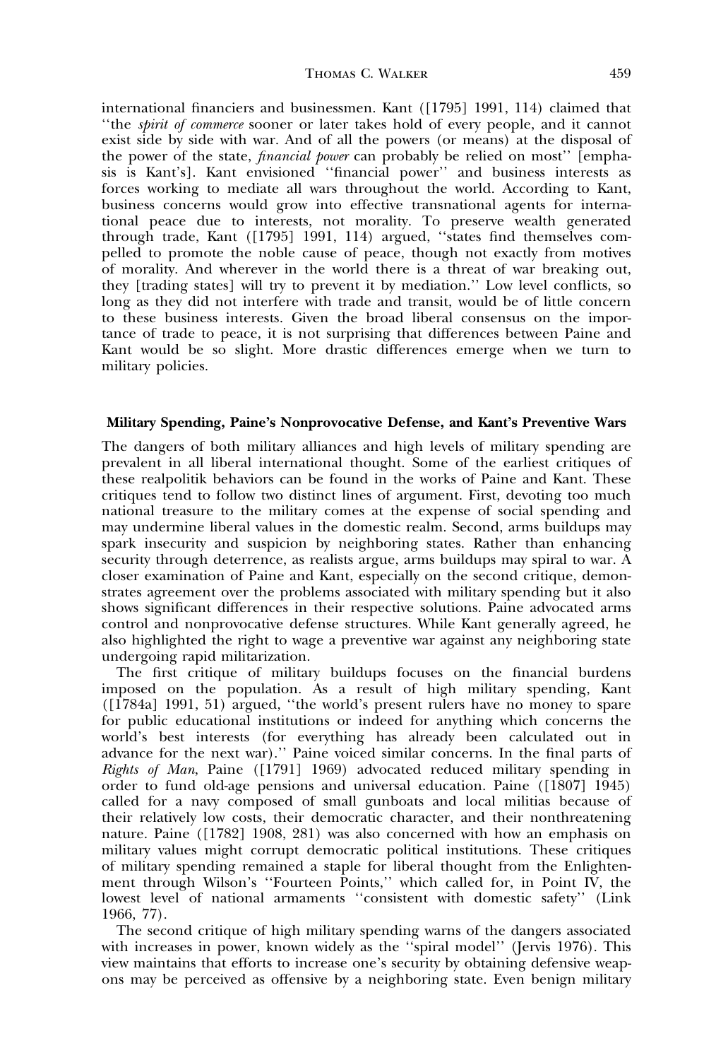international financiers and businessmen. Kant ([1795] 1991, 114) claimed that ''the *spirit of commerce* sooner or later takes hold of every people, and it cannot exist side by side with war. And of all the powers (or means) at the disposal of the power of the state, *financial power* can probably be relied on most'' [emphasis is Kant's]. Kant envisioned ''financial power'' and business interests as forces working to mediate all wars throughout the world. According to Kant, business concerns would grow into effective transnational agents for international peace due to interests, not morality. To preserve wealth generated through trade, Kant ([1795] 1991, 114) argued, ''states find themselves compelled to promote the noble cause of peace, though not exactly from motives of morality. And wherever in the world there is a threat of war breaking out, they [trading states] will try to prevent it by mediation.'' Low level conflicts, so long as they did not interfere with trade and transit, would be of little concern to these business interests. Given the broad liberal consensus on the importance of trade to peace, it is not surprising that differences between Paine and Kant would be so slight. More drastic differences emerge when we turn to military policies.

### Military Spending, Paine's Nonprovocative Defense, and Kant's Preventive Wars

The dangers of both military alliances and high levels of military spending are prevalent in all liberal international thought. Some of the earliest critiques of these realpolitik behaviors can be found in the works of Paine and Kant. These critiques tend to follow two distinct lines of argument. First, devoting too much national treasure to the military comes at the expense of social spending and may undermine liberal values in the domestic realm. Second, arms buildups may spark insecurity and suspicion by neighboring states. Rather than enhancing security through deterrence, as realists argue, arms buildups may spiral to war. A closer examination of Paine and Kant, especially on the second critique, demonstrates agreement over the problems associated with military spending but it also shows significant differences in their respective solutions. Paine advocated arms control and nonprovocative defense structures. While Kant generally agreed, he also highlighted the right to wage a preventive war against any neighboring state undergoing rapid militarization.

The first critique of military buildups focuses on the financial burdens imposed on the population. As a result of high military spending, Kant ([1784a] 1991, 51) argued, ''the world's present rulers have no money to spare for public educational institutions or indeed for anything which concerns the world's best interests (for everything has already been calculated out in advance for the next war).'' Paine voiced similar concerns. In the final parts of *Rights of Man*, Paine ([1791] 1969) advocated reduced military spending in order to fund old-age pensions and universal education. Paine ([1807] 1945) called for a navy composed of small gunboats and local militias because of their relatively low costs, their democratic character, and their nonthreatening nature. Paine ([1782] 1908, 281) was also concerned with how an emphasis on military values might corrupt democratic political institutions. These critiques of military spending remained a staple for liberal thought from the Enlightenment through Wilson's ''Fourteen Points,'' which called for, in Point IV, the lowest level of national armaments ''consistent with domestic safety'' (Link 1966, 77).

The second critique of high military spending warns of the dangers associated with increases in power, known widely as the ''spiral model'' (Jervis 1976). This view maintains that efforts to increase one's security by obtaining defensive weapons may be perceived as offensive by a neighboring state. Even benign military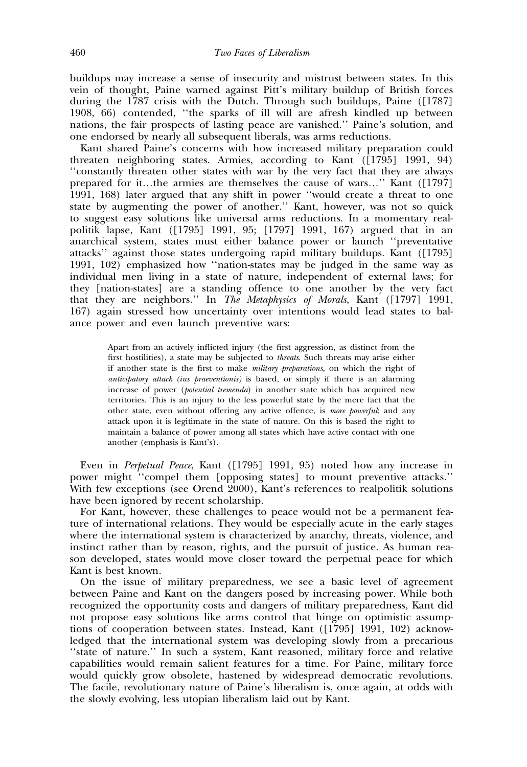buildups may increase a sense of insecurity and mistrust between states. In this vein of thought, Paine warned against Pitt's military buildup of British forces during the 1787 crisis with the Dutch. Through such buildups, Paine ([1787] 1908, 66) contended, ''the sparks of ill will are afresh kindled up between nations, the fair prospects of lasting peace are vanished.'' Paine's solution, and one endorsed by nearly all subsequent liberals, was arms reductions.

Kant shared Paine's concerns with how increased military preparation could threaten neighboring states. Armies, according to Kant ([1795] 1991, 94) ''constantly threaten other states with war by the very fact that they are always prepared for it…the armies are themselves the cause of wars…'' Kant ([1797] 1991, 168) later argued that any shift in power ''would create a threat to one state by augmenting the power of another.'' Kant, however, was not so quick to suggest easy solutions like universal arms reductions. In a momentary realpolitik lapse, Kant ([1795] 1991, 95; [1797] 1991, 167) argued that in an anarchical system, states must either balance power or launch ''preventative attacks'' against those states undergoing rapid military buildups. Kant ([1795] 1991, 102) emphasized how ''nation-states may be judged in the same way as individual men living in a state of nature, independent of external laws; for they [nation-states] are a standing offence to one another by the very fact that they are neighbors.'' In *The Metaphysics of Morals*, Kant ([1797] 1991, 167) again stressed how uncertainty over intentions would lead states to balance power and even launch preventive wars:

> Apart from an actively inflicted injury (the first aggression, as distinct from the first hostilities), a state may be subjected to *threats*. Such threats may arise either if another state is the first to make *military preparations*, on which the right of *anticipatory attack (ius praeventionis)* is based, or simply if there is an alarming increase of power (*potential tremenda*) in another state which has acquired new territories. This is an injury to the less powerful state by the mere fact that the other state, even without offering any active offence, is *more powerful*; and any attack upon it is legitimate in the state of nature. On this is based the right to maintain a balance of power among all states which have active contact with one another (emphasis is Kant's).

Even in *Perpetual Peace*, Kant ([1795] 1991, 95) noted how any increase in power might ''compel them [opposing states] to mount preventive attacks.'' With few exceptions (see Orend 2000), Kant's references to realpolitik solutions have been ignored by recent scholarship.

For Kant, however, these challenges to peace would not be a permanent feature of international relations. They would be especially acute in the early stages where the international system is characterized by anarchy, threats, violence, and instinct rather than by reason, rights, and the pursuit of justice. As human reason developed, states would move closer toward the perpetual peace for which Kant is best known.

On the issue of military preparedness, we see a basic level of agreement between Paine and Kant on the dangers posed by increasing power. While both recognized the opportunity costs and dangers of military preparedness, Kant did not propose easy solutions like arms control that hinge on optimistic assumptions of cooperation between states. Instead, Kant ([1795] 1991, 102) acknowledged that the international system was developing slowly from a precarious ''state of nature.'' In such a system, Kant reasoned, military force and relative capabilities would remain salient features for a time. For Paine, military force would quickly grow obsolete, hastened by widespread democratic revolutions. The facile, revolutionary nature of Paine's liberalism is, once again, at odds with the slowly evolving, less utopian liberalism laid out by Kant.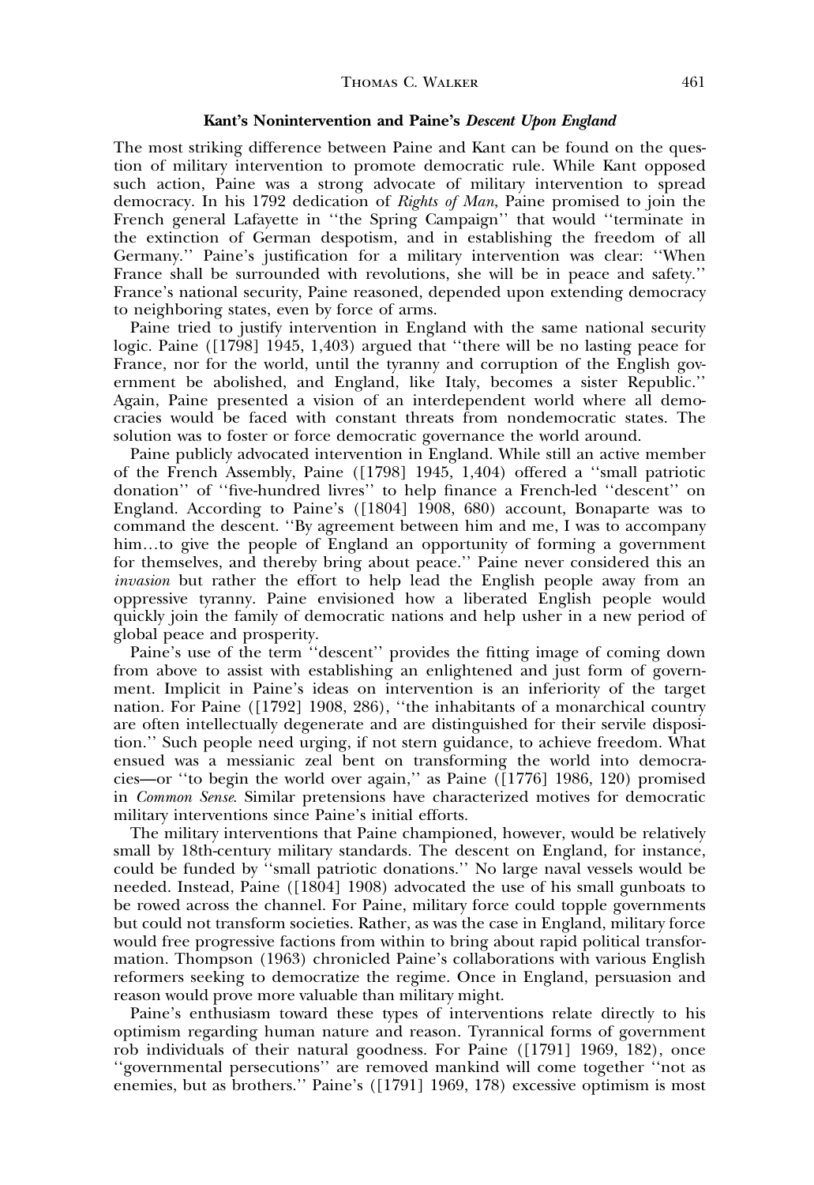### Kant's Nonintervention and Paine's *Descent Upon England*

The most striking difference between Paine and Kant can be found on the question of military intervention to promote democratic rule. While Kant opposed such action, Paine was a strong advocate of military intervention to spread democracy. In his 1792 dedication of *Rights of Man*, Paine promised to join the French general Lafayette in ''the Spring Campaign'' that would ''terminate in the extinction of German despotism, and in establishing the freedom of all Germany.'' Paine's justification for a military intervention was clear: ''When France shall be surrounded with revolutions, she will be in peace and safety.'' France's national security, Paine reasoned, depended upon extending democracy to neighboring states, even by force of arms.

Paine tried to justify intervention in England with the same national security logic. Paine ([1798] 1945, 1,403) argued that ''there will be no lasting peace for France, nor for the world, until the tyranny and corruption of the English government be abolished, and England, like Italy, becomes a sister Republic.'' Again, Paine presented a vision of an interdependent world where all democracies would be faced with constant threats from nondemocratic states. The solution was to foster or force democratic governance the world around.

Paine publicly advocated intervention in England. While still an active member of the French Assembly, Paine ([1798] 1945, 1,404) offered a ''small patriotic donation'' of ''five-hundred livres'' to help finance a French-led ''descent'' on England. According to Paine's ([1804] 1908, 680) account, Bonaparte was to command the descent. ''By agreement between him and me, I was to accompany him...to give the people of England an opportunity of forming a government for themselves, and thereby bring about peace.'' Paine never considered this an *invasion* but rather the effort to help lead the English people away from an oppressive tyranny. Paine envisioned how a liberated English people would quickly join the family of democratic nations and help usher in a new period of global peace and prosperity.

Paine's use of the term ''descent'' provides the fitting image of coming down from above to assist with establishing an enlightened and just form of government. Implicit in Paine's ideas on intervention is an inferiority of the target nation. For Paine ([1792] 1908, 286), ''the inhabitants of a monarchical country are often intellectually degenerate and are distinguished for their servile disposition.'' Such people need urging, if not stern guidance, to achieve freedom. What ensued was a messianic zeal bent on transforming the world into democracies—or ''to begin the world over again,'' as Paine ([1776] 1986, 120) promised in *Common Sense*. Similar pretensions have characterized motives for democratic military interventions since Paine's initial efforts.

The military interventions that Paine championed, however, would be relatively small by 18th-century military standards. The descent on England, for instance, could be funded by ''small patriotic donations.'' No large naval vessels would be needed. Instead, Paine ([1804] 1908) advocated the use of his small gunboats to be rowed across the channel. For Paine, military force could topple governments but could not transform societies. Rather, as was the case in England, military force would free progressive factions from within to bring about rapid political transformation. Thompson (1963) chronicled Paine's collaborations with various English reformers seeking to democratize the regime. Once in England, persuasion and reason would prove more valuable than military might.

Paine's enthusiasm toward these types of interventions relate directly to his optimism regarding human nature and reason. Tyrannical forms of government rob individuals of their natural goodness. For Paine ([1791] 1969, 182), once ''governmental persecutions'' are removed mankind will come together ''not as enemies, but as brothers.'' Paine's ([1791] 1969, 178) excessive optimism is most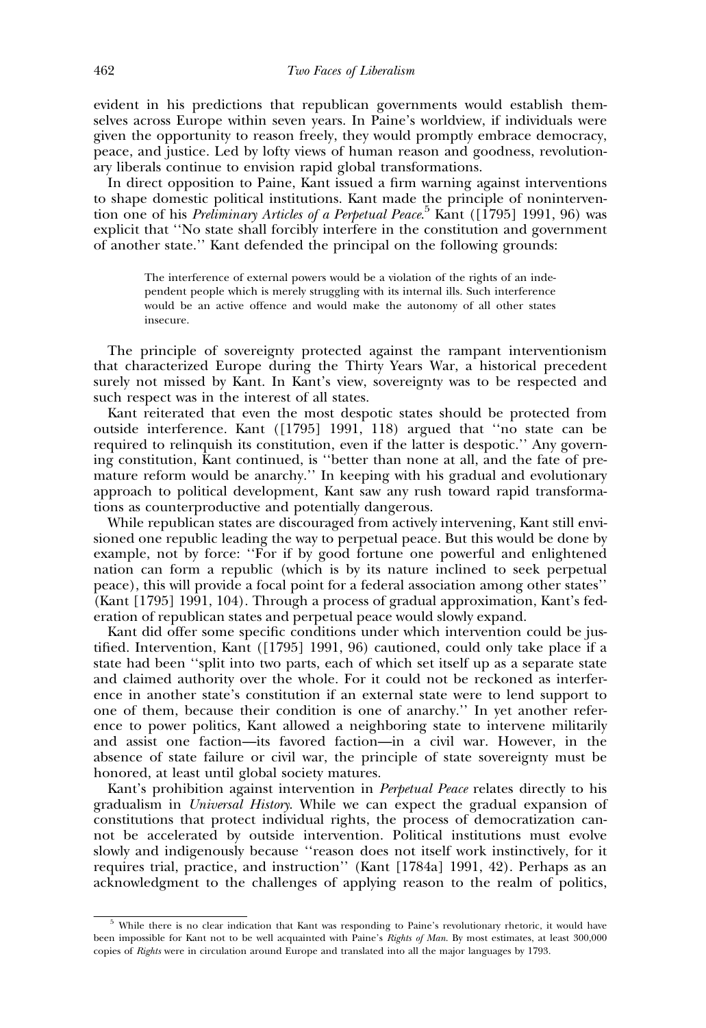evident in his predictions that republican governments would establish themselves across Europe within seven years. In Paine's worldview, if individuals were given the opportunity to reason freely, they would promptly embrace democracy, peace, and justice. Led by lofty views of human reason and goodness, revolutionary liberals continue to envision rapid global transformations.

In direct opposition to Paine, Kant issued a firm warning against interventions to shape domestic political institutions. Kant made the principle of nonintervention one of his *Preliminary Articles of a Perpetual Peace*.[5] Kant ([1795] 1991, 96) was explicit that ''No state shall forcibly interfere in the constitution and government of another state.'' Kant defended the principal on the following grounds:

> The interference of external powers would be a violation of the rights of an independent people which is merely struggling with its internal ills. Such interference would be an active offence and would make the autonomy of all other states insecure.

The principle of sovereignty protected against the rampant interventionism that characterized Europe during the Thirty Years War, a historical precedent surely not missed by Kant. In Kant's view, sovereignty was to be respected and such respect was in the interest of all states.

Kant reiterated that even the most despotic states should be protected from outside interference. Kant ([1795] 1991, 118) argued that ''no state can be required to relinquish its constitution, even if the latter is despotic.'' Any governing constitution, Kant continued, is ''better than none at all, and the fate of premature reform would be anarchy.'' In keeping with his gradual and evolutionary approach to political development, Kant saw any rush toward rapid transformations as counterproductive and potentially dangerous.

While republican states are discouraged from actively intervening, Kant still envisioned one republic leading the way to perpetual peace. But this would be done by example, not by force: ''For if by good fortune one powerful and enlightened nation can form a republic (which is by its nature inclined to seek perpetual peace), this will provide a focal point for a federal association among other states'' (Kant [1795] 1991, 104). Through a process of gradual approximation, Kant's federation of republican states and perpetual peace would slowly expand.

Kant did offer some specific conditions under which intervention could be justified. Intervention, Kant ([1795] 1991, 96) cautioned, could only take place if a state had been ''split into two parts, each of which set itself up as a separate state and claimed authority over the whole. For it could not be reckoned as interference in another state's constitution if an external state were to lend support to one of them, because their condition is one of anarchy.'' In yet another reference to power politics, Kant allowed a neighboring state to intervene militarily and assist one faction—its favored faction—in a civil war. However, in the absence of state failure or civil war, the principle of state sovereignty must be honored, at least until global society matures.

Kant's prohibition against intervention in *Perpetual Peace* relates directly to his gradualism in *Universal History*. While we can expect the gradual expansion of constitutions that protect individual rights, the process of democratization cannot be accelerated by outside intervention. Political institutions must evolve slowly and indigenously because ''reason does not itself work instinctively, for it requires trial, practice, and instruction'' (Kant [1784a] 1991, 42). Perhaps as an acknowledgment to the challenges of applying reason to the realm of politics,

---

[5] While there is no clear indication that Kant was responding to Paine's revolutionary rhetoric, it would have been impossible for Kant not to be well acquainted with Paine's *Rights of Man*. By most estimates, at least 300,000 copies of *Rights* were in circulation around Europe and translated into all the major languages by 1793.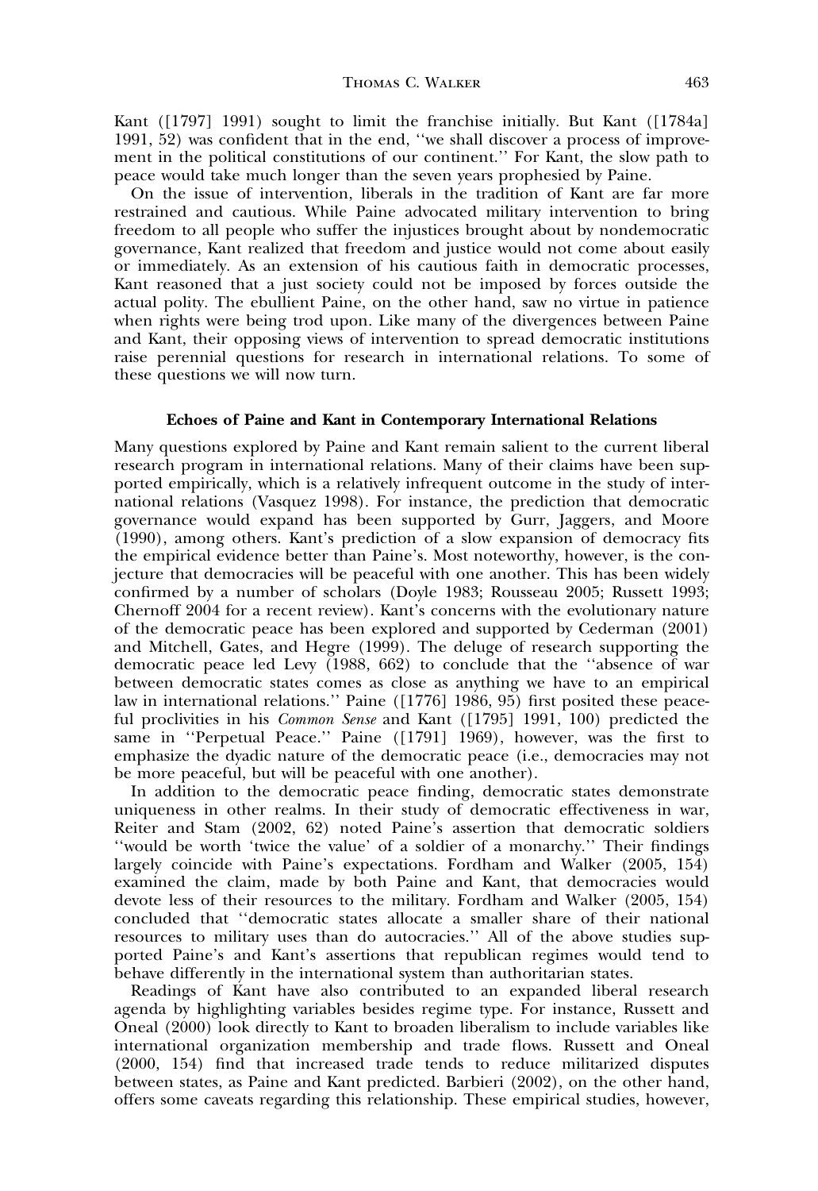Kant ([1797] 1991) sought to limit the franchise initially. But Kant ([1784a] 1991, 52) was confident that in the end, ''we shall discover a process of improvement in the political constitutions of our continent.'' For Kant, the slow path to peace would take much longer than the seven years prophesied by Paine.

On the issue of intervention, liberals in the tradition of Kant are far more restrained and cautious. While Paine advocated military intervention to bring freedom to all people who suffer the injustices brought about by nondemocratic governance, Kant realized that freedom and justice would not come about easily or immediately. As an extension of his cautious faith in democratic processes, Kant reasoned that a just society could not be imposed by forces outside the actual polity. The ebullient Paine, on the other hand, saw no virtue in patience when rights were being trod upon. Like many of the divergences between Paine and Kant, their opposing views of intervention to spread democratic institutions raise perennial questions for research in international relations. To some of these questions we will now turn.

### Echoes of Paine and Kant in Contemporary International Relations

Many questions explored by Paine and Kant remain salient to the current liberal research program in international relations. Many of their claims have been supported empirically, which is a relatively infrequent outcome in the study of international relations (Vasquez 1998). For instance, the prediction that democratic governance would expand has been supported by Gurr, Jaggers, and Moore (1990), among others. Kant's prediction of a slow expansion of democracy fits the empirical evidence better than Paine's. Most noteworthy, however, is the conjecture that democracies will be peaceful with one another. This has been widely confirmed by a number of scholars (Doyle 1983; Rousseau 2005; Russett 1993; Chernoff 2004 for a recent review). Kant's concerns with the evolutionary nature of the democratic peace has been explored and supported by Cederman (2001) and Mitchell, Gates, and Hegre (1999). The deluge of research supporting the democratic peace led Levy (1988, 662) to conclude that the ''absence of war between democratic states comes as close as anything we have to an empirical law in international relations.'' Paine ([1776] 1986, 95) first posited these peaceful proclivities in his *Common Sense* and Kant ([1795] 1991, 100) predicted the same in ''Perpetual Peace.'' Paine ([1791] 1969), however, was the first to emphasize the dyadic nature of the democratic peace (i.e., democracies may not be more peaceful, but will be peaceful with one another).

In addition to the democratic peace finding, democratic states demonstrate uniqueness in other realms. In their study of democratic effectiveness in war, Reiter and Stam (2002, 62) noted Paine's assertion that democratic soldiers ''would be worth 'twice the value' of a soldier of a monarchy.'' Their findings largely coincide with Paine's expectations. Fordham and Walker (2005, 154) examined the claim, made by both Paine and Kant, that democracies would devote less of their resources to the military. Fordham and Walker (2005, 154) concluded that ''democratic states allocate a smaller share of their national resources to military uses than do autocracies.'' All of the above studies supported Paine's and Kant's assertions that republican regimes would tend to behave differently in the international system than authoritarian states.

Readings of Kant have also contributed to an expanded liberal research agenda by highlighting variables besides regime type. For instance, Russett and Oneal (2000) look directly to Kant to broaden liberalism to include variables like international organization membership and trade flows. Russett and Oneal (2000, 154) find that increased trade tends to reduce militarized disputes between states, as Paine and Kant predicted. Barbieri (2002), on the other hand, offers some caveats regarding this relationship. These empirical studies, however,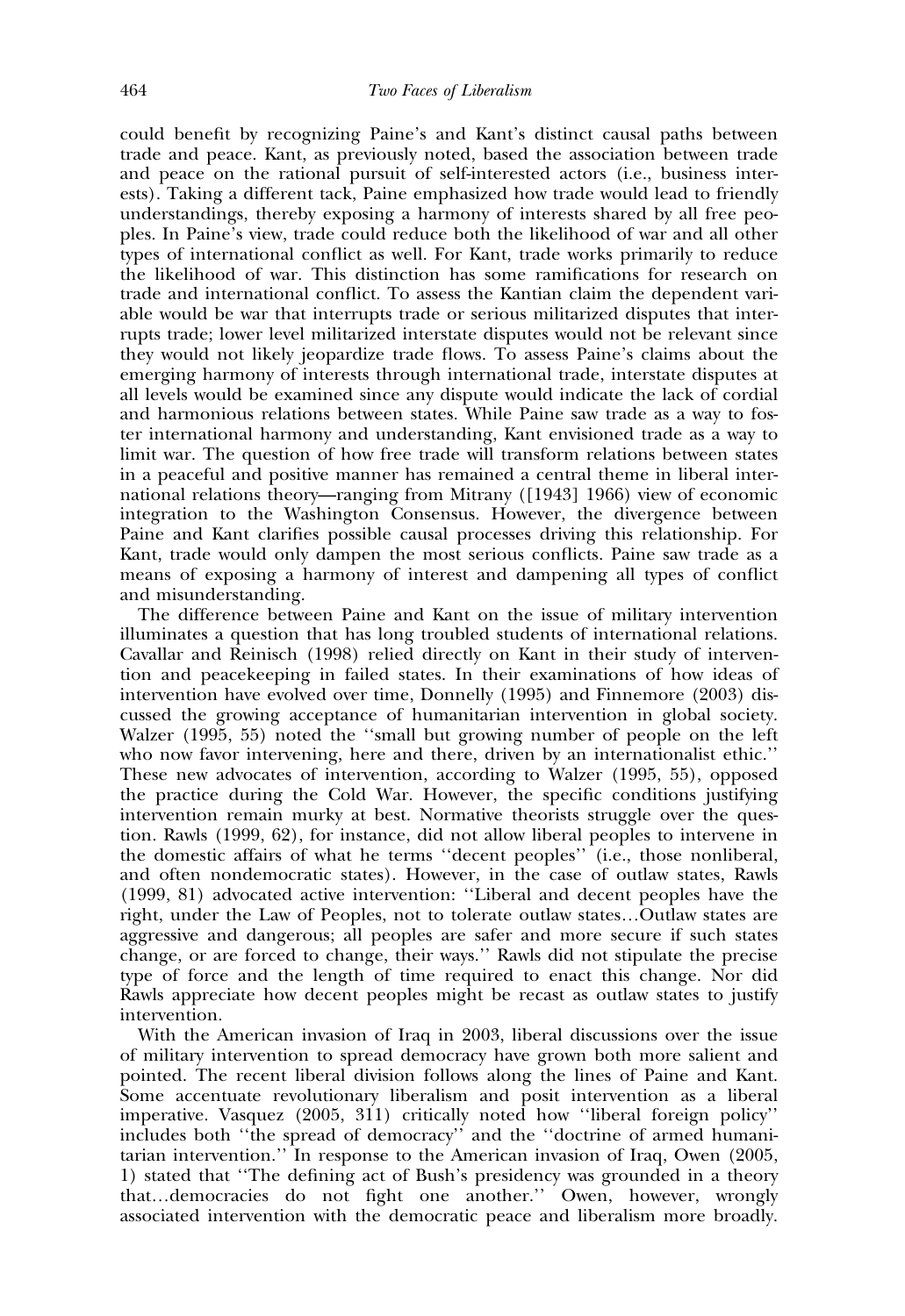could benefit by recognizing Paine's and Kant's distinct causal paths between trade and peace. Kant, as previously noted, based the association between trade and peace on the rational pursuit of self-interested actors (i.e., business interests). Taking a different tack, Paine emphasized how trade would lead to friendly understandings, thereby exposing a harmony of interests shared by all free peoples. In Paine's view, trade could reduce both the likelihood of war and all other types of international conflict as well. For Kant, trade works primarily to reduce the likelihood of war. This distinction has some ramifications for research on trade and international conflict. To assess the Kantian claim the dependent variable would be war that interrupts trade or serious militarized disputes that interrupts trade; lower level militarized interstate disputes would not be relevant since they would not likely jeopardize trade flows. To assess Paine's claims about the emerging harmony of interests through international trade, interstate disputes at all levels would be examined since any dispute would indicate the lack of cordial and harmonious relations between states. While Paine saw trade as a way to foster international harmony and understanding, Kant envisioned trade as a way to limit war. The question of how free trade will transform relations between states in a peaceful and positive manner has remained a central theme in liberal international relations theory—ranging from Mitrany ([1943] 1966) view of economic integration to the Washington Consensus. However, the divergence between Paine and Kant clarifies possible causal processes driving this relationship. For Kant, trade would only dampen the most serious conflicts. Paine saw trade as a means of exposing a harmony of interest and dampening all types of conflict and misunderstanding.

The difference between Paine and Kant on the issue of military intervention illuminates a question that has long troubled students of international relations. Cavallar and Reinisch (1998) relied directly on Kant in their study of intervention and peacekeeping in failed states. In their examinations of how ideas of intervention have evolved over time, Donnelly (1995) and Finnemore (2003) discussed the growing acceptance of humanitarian intervention in global society. Walzer (1995, 55) noted the "small but growing number of people on the left who now favor intervening, here and there, driven by an internationalist ethic." These new advocates of intervention, according to Walzer (1995, 55), opposed the practice during the Cold War. However, the specific conditions justifying intervention remain murky at best. Normative theorists struggle over the question. Rawls (1999, 62), for instance, did not allow liberal peoples to intervene in the domestic affairs of what he terms "decent peoples" (i.e., those nonliberal, and often nondemocratic states). However, in the case of outlaw states, Rawls (1999, 81) advocated active intervention: "Liberal and decent peoples have the right, under the Law of Peoples, not to tolerate outlaw states…Outlaw states are aggressive and dangerous; all peoples are safer and more secure if such states change, or are forced to change, their ways." Rawls did not stipulate the precise type of force and the length of time required to enact this change. Nor did Rawls appreciate how decent peoples might be recast as outlaw states to justify intervention.

With the American invasion of Iraq in 2003, liberal discussions over the issue of military intervention to spread democracy have grown both more salient and pointed. The recent liberal division follows along the lines of Paine and Kant. Some accentuate revolutionary liberalism and posit intervention as a liberal imperative. Vasquez (2005, 311) critically noted how "liberal foreign policy" includes both "the spread of democracy" and the "doctrine of armed humanitarian intervention." In response to the American invasion of Iraq, Owen (2005, 1) stated that "The defining act of Bush's presidency was grounded in a theory that…democracies do not fight one another." Owen, however, wrongly associated intervention with the democratic peace and liberalism more broadly.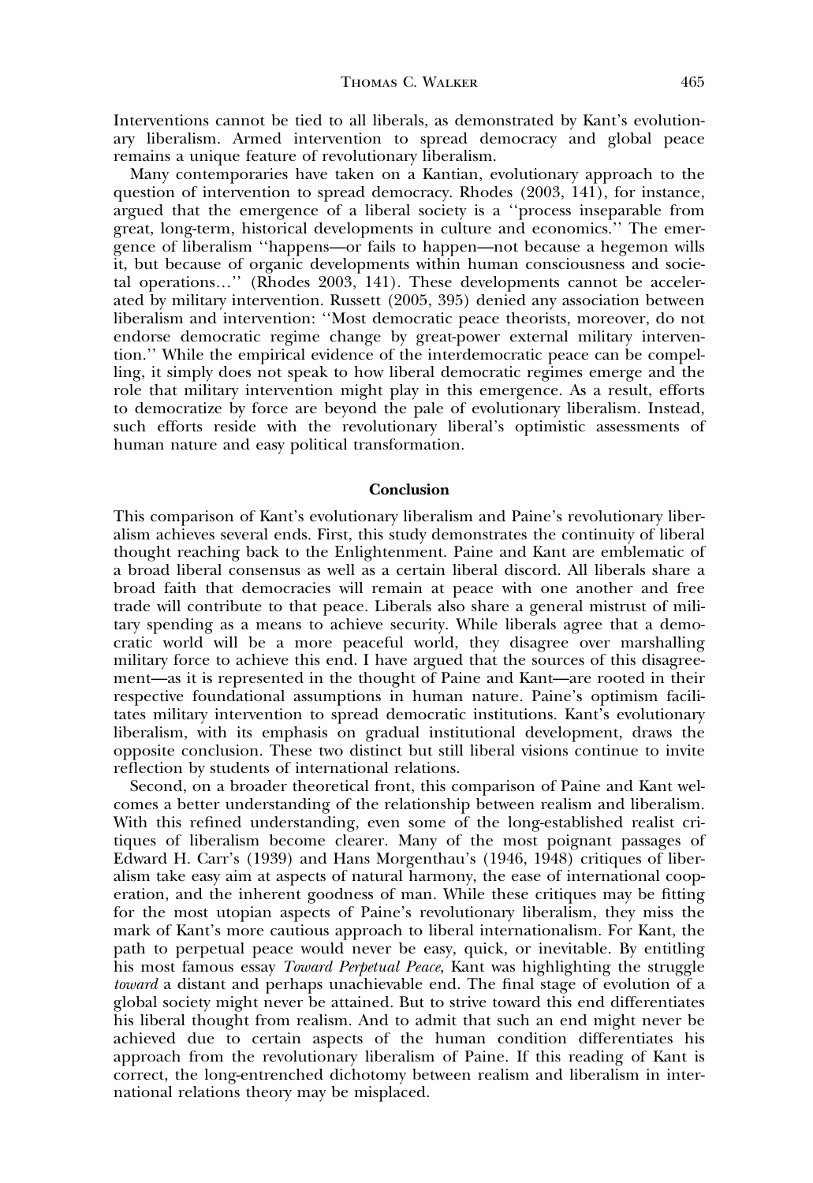Interventions cannot be tied to all liberals, as demonstrated by Kant's evolutionary liberalism. Armed intervention to spread democracy and global peace remains a unique feature of revolutionary liberalism.

Many contemporaries have taken on a Kantian, evolutionary approach to the question of intervention to spread democracy. Rhodes (2003, 141), for instance, argued that the emergence of a liberal society is a ''process inseparable from great, long-term, historical developments in culture and economics.'' The emergence of liberalism ''happens—or fails to happen—not because a hegemon wills it, but because of organic developments within human consciousness and societal operations...'' (Rhodes 2003, 141). These developments cannot be accelerated by military intervention. Russett (2005, 395) denied any association between liberalism and intervention: ''Most democratic peace theorists, moreover, do not endorse democratic regime change by great-power external military intervention.'' While the empirical evidence of the interdemocratic peace can be compelling, it simply does not speak to how liberal democratic regimes emerge and the role that military intervention might play in this emergence. As a result, efforts to democratize by force are beyond the pale of evolutionary liberalism. Instead, such efforts reside with the revolutionary liberal's optimistic assessments of human nature and easy political transformation.

## Conclusion

This comparison of Kant's evolutionary liberalism and Paine's revolutionary liberalism achieves several ends. First, this study demonstrates the continuity of liberal thought reaching back to the Enlightenment. Paine and Kant are emblematic of a broad liberal consensus as well as a certain liberal discord. All liberals share a broad faith that democracies will remain at peace with one another and free trade will contribute to that peace. Liberals also share a general mistrust of military spending as a means to achieve security. While liberals agree that a democratic world will be a more peaceful world, they disagree over marshalling military force to achieve this end. I have argued that the sources of this disagreement—as it is represented in the thought of Paine and Kant—are rooted in their respective foundational assumptions in human nature. Paine's optimism facilitates military intervention to spread democratic institutions. Kant's evolutionary liberalism, with its emphasis on gradual institutional development, draws the opposite conclusion. These two distinct but still liberal visions continue to invite reflection by students of international relations.

Second, on a broader theoretical front, this comparison of Paine and Kant welcomes a better understanding of the relationship between realism and liberalism. With this refined understanding, even some of the long-established realist critiques of liberalism become clearer. Many of the most poignant passages of Edward H. Carr's (1939) and Hans Morgenthau's (1946, 1948) critiques of liberalism take easy aim at aspects of natural harmony, the ease of international cooperation, and the inherent goodness of man. While these critiques may be fitting for the most utopian aspects of Paine's revolutionary liberalism, they miss the mark of Kant's more cautious approach to liberal internationalism. For Kant, the path to perpetual peace would never be easy, quick, or inevitable. By entitling his most famous essay *Toward Perpetual Peace*, Kant was highlighting the struggle *toward* a distant and perhaps unachievable end. The final stage of evolution of a global society might never be attained. But to strive toward this end differentiates his liberal thought from realism. And to admit that such an end might never be achieved due to certain aspects of the human condition differentiates his approach from the revolutionary liberalism of Paine. If this reading of Kant is correct, the long-entrenched dichotomy between realism and liberalism in international relations theory may be misplaced.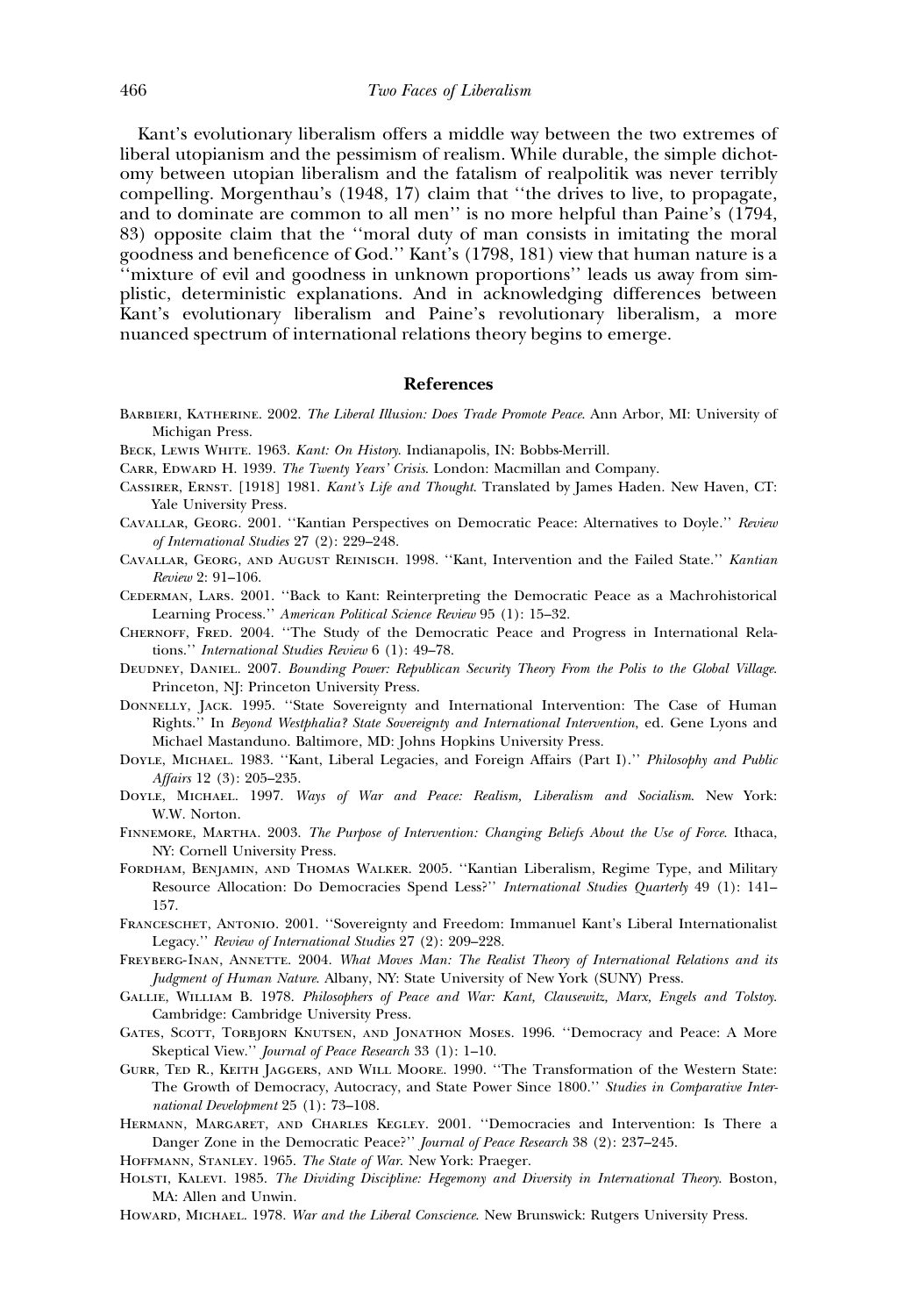Kant's evolutionary liberalism offers a middle way between the two extremes of liberal utopianism and the pessimism of realism. While durable, the simple dichotomy between utopian liberalism and the fatalism of realpolitik was never terribly compelling. Morgenthau's (1948, 17) claim that ''the drives to live, to propagate, and to dominate are common to all men'' is no more helpful than Paine's (1794, 83) opposite claim that the ''moral duty of man consists in imitating the moral goodness and beneficence of God.'' Kant's (1798, 181) view that human nature is a ''mixture of evil and goodness in unknown proportions'' leads us away from simplistic, deterministic explanations. And in acknowledging differences between Kant's evolutionary liberalism and Paine's revolutionary liberalism, a more nuanced spectrum of international relations theory begins to emerge.

## References

Barbieri, Katherine. 2002. *The Liberal Illusion: Does Trade Promote Peace*. Ann Arbor, MI: University of Michigan Press.

Beck, Lewis White. 1963. *Kant: On History*. Indianapolis, IN: Bobbs-Merrill.

Carr, Edward H. 1939. *The Twenty Years' Crisis*. London: Macmillan and Company.

Cassirer, Ernst. [1918] 1981. *Kant's Life and Thought*. Translated by James Haden. New Haven, CT: Yale University Press.

Cavallar, Georg. 2001. ''Kantian Perspectives on Democratic Peace: Alternatives to Doyle.'' *Review of International Studies* 27 (2): 229–248.

Cavallar, Georg, and August Reinisch. 1998. ''Kant, Intervention and the Failed State.'' *Kantian Review* 2: 91–106.

Cederman, Lars. 2001. ''Back to Kant: Reinterpreting the Democratic Peace as a Machrohistorical Learning Process.'' *American Political Science Review* 95 (1): 15–32.

Chernoff, Fred. 2004. ''The Study of the Democratic Peace and Progress in International Relations.'' *International Studies Review* 6 (1): 49–78.

Deudney, Daniel. 2007. *Bounding Power: Republican Security Theory From the Polis to the Global Village*. Princeton, NJ: Princeton University Press.

Donnelly, Jack. 1995. ''State Sovereignty and International Intervention: The Case of Human Rights.'' In *Beyond Westphalia? State Sovereignty and International Intervention*, ed. Gene Lyons and Michael Mastanduno. Baltimore, MD: Johns Hopkins University Press.

Doyle, Michael. 1983. ''Kant, Liberal Legacies, and Foreign Affairs (Part I).'' *Philosophy and Public Affairs* 12 (3): 205–235.

Doyle, Michael. 1997. *Ways of War and Peace: Realism, Liberalism and Socialism*. New York: W.W. Norton.

Finnemore, Martha. 2003. *The Purpose of Intervention: Changing Beliefs About the Use of Force*. Ithaca, NY: Cornell University Press.

Fordham, Benjamin, and Thomas Walker. 2005. ''Kantian Liberalism, Regime Type, and Military Resource Allocation: Do Democracies Spend Less?'' *International Studies Quarterly* 49 (1): 141–157.

Franceschet, Antonio. 2001. ''Sovereignty and Freedom: Immanuel Kant's Liberal Internationalist Legacy.'' *Review of International Studies* 27 (2): 209–228.

Freyberg-Inan, Annette. 2004. *What Moves Man: The Realist Theory of International Relations and its Judgment of Human Nature*. Albany, NY: State University of New York (SUNY) Press.

Gallie, William B. 1978. *Philosophers of Peace and War: Kant, Clausewitz, Marx, Engels and Tolstoy*. Cambridge: Cambridge University Press.

Gates, Scott, Torbjorn Knutsen, and Jonathon Moses. 1996. ''Democracy and Peace: A More Skeptical View.'' *Journal of Peace Research* 33 (1): 1–10.

Gurr, Ted R., Keith Jaggers, and Will Moore. 1990. ''The Transformation of the Western State: The Growth of Democracy, Autocracy, and State Power Since 1800.'' *Studies in Comparative International Development* 25 (1): 73–108.

Hermann, Margaret, and Charles Kegley. 2001. ''Democracies and Intervention: Is There a Danger Zone in the Democratic Peace?'' *Journal of Peace Research* 38 (2): 237–245.

Hoffmann, Stanley. 1965. *The State of War*. New York: Praeger.

Holsti, Kalevi. 1985. *The Dividing Discipline: Hegemony and Diversity in International Theory*. Boston, MA: Allen and Unwin.

Howard, Michael. 1978. *War and the Liberal Conscience*. New Brunswick: Rutgers University Press.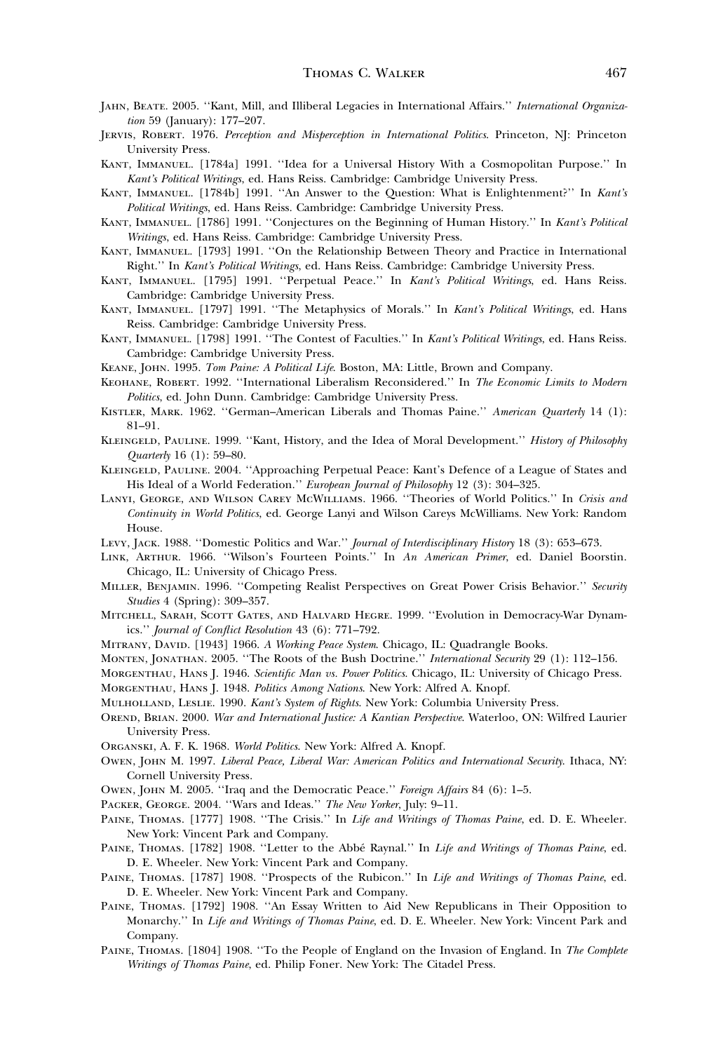Jahn, Beate. 2005. ''Kant, Mill, and Illiberal Legacies in International Affairs.'' *International Organization* 59 (January): 177–207.

Jervis, Robert. 1976. *Perception and Misperception in International Politics.* Princeton, NJ: Princeton University Press.

Kant, Immanuel. [1784a] 1991. ''Idea for a Universal History With a Cosmopolitan Purpose.'' In *Kant's Political Writings*, ed. Hans Reiss. Cambridge: Cambridge University Press.

Kant, Immanuel. [1784b] 1991. ''An Answer to the Question: What is Enlightenment?'' In *Kant's Political Writings*, ed. Hans Reiss. Cambridge: Cambridge University Press.

Kant, Immanuel. [1786] 1991. ''Conjectures on the Beginning of Human History.'' In *Kant's Political Writings*, ed. Hans Reiss. Cambridge: Cambridge University Press.

Kant, Immanuel. [1793] 1991. ''On the Relationship Between Theory and Practice in International Right.'' In *Kant's Political Writings*, ed. Hans Reiss. Cambridge: Cambridge University Press.

Kant, Immanuel. [1795] 1991. ''Perpetual Peace.'' In *Kant's Political Writings*, ed. Hans Reiss. Cambridge: Cambridge University Press.

Kant, Immanuel. [1797] 1991. ''The Metaphysics of Morals.'' In *Kant's Political Writings*, ed. Hans Reiss. Cambridge: Cambridge University Press.

Kant, Immanuel. [1798] 1991. ''The Contest of Faculties.'' In *Kant's Political Writings*, ed. Hans Reiss. Cambridge: Cambridge University Press.

Keane, John. 1995. *Tom Paine: A Political Life.* Boston, MA: Little, Brown and Company.

Keohane, Robert. 1992. ''International Liberalism Reconsidered.'' In *The Economic Limits to Modern Politics*, ed. John Dunn. Cambridge: Cambridge University Press.

Kistler, Mark. 1962. ''German–American Liberals and Thomas Paine.'' *American Quarterly* 14 (1): 81–91.

Kleingeld, Pauline. 1999. ''Kant, History, and the Idea of Moral Development.'' *History of Philosophy Quarterly* 16 (1): 59–80.

Kleingeld, Pauline. 2004. ''Approaching Perpetual Peace: Kant's Defence of a League of States and His Ideal of a World Federation.'' *European Journal of Philosophy* 12 (3): 304–325.

Lanyi, George, and Wilson Carey McWilliams. 1966. ''Theories of World Politics.'' In *Crisis and Continuity in World Politics*, ed. George Lanyi and Wilson Careys McWilliams. New York: Random House.

Levy, Jack. 1988. ''Domestic Politics and War.'' *Journal of Interdisciplinary History* 18 (3): 653–673.

Link, Arthur. 1966. ''Wilson's Fourteen Points.'' In *An American Primer*, ed. Daniel Boorstin. Chicago, IL: University of Chicago Press.

Miller, Benjamin. 1996. ''Competing Realist Perspectives on Great Power Crisis Behavior.'' *Security Studies* 4 (Spring): 309–357.

Mitchell, Sarah, Scott Gates, and Halvard Hegre. 1999. ''Evolution in Democracy-War Dynamics.'' *Journal of Conflict Resolution* 43 (6): 771–792.

Mitrany, David. [1943] 1966. *A Working Peace System.* Chicago, IL: Quadrangle Books.

Monten, Jonathan. 2005. ''The Roots of the Bush Doctrine.'' *International Security* 29 (1): 112–156.

Morgenthau, Hans J. 1946. *Scientific Man vs. Power Politics.* Chicago, IL: University of Chicago Press.

Morgenthau, Hans J. 1948. *Politics Among Nations.* New York: Alfred A. Knopf.

Mulholland, Leslie. 1990. *Kant's System of Rights.* New York: Columbia University Press.

Orend, Brian. 2000. *War and International Justice: A Kantian Perspective.* Waterloo, ON: Wilfred Laurier University Press.

Organski, A. F. K. 1968. *World Politics.* New York: Alfred A. Knopf.

Owen, John M. 1997. *Liberal Peace, Liberal War: American Politics and International Security.* Ithaca, NY: Cornell University Press.

Owen, John M. 2005. ''Iraq and the Democratic Peace.'' *Foreign Affairs* 84 (6): 1–5.

Packer, George. 2004. ''Wars and Ideas.'' *The New Yorker*, July: 9–11.

Paine, Thomas. [1777] 1908. ''The Crisis.'' In *Life and Writings of Thomas Paine*, ed. D. E. Wheeler. New York: Vincent Park and Company.

Paine, Thomas. [1782] 1908. ''Letter to the Abbé Raynal.'' In *Life and Writings of Thomas Paine*, ed. D. E. Wheeler. New York: Vincent Park and Company.

Paine, Thomas. [1787] 1908. ''Prospects of the Rubicon.'' In *Life and Writings of Thomas Paine*, ed. D. E. Wheeler. New York: Vincent Park and Company.

Paine, Thomas. [1792] 1908. ''An Essay Written to Aid New Republicans in Their Opposition to Monarchy.'' In *Life and Writings of Thomas Paine*, ed. D. E. Wheeler. New York: Vincent Park and Company.

Paine, Thomas. [1804] 1908. ''To the People of England on the Invasion of England. In *The Complete Writings of Thomas Paine*, ed. Philip Foner. New York: The Citadel Press.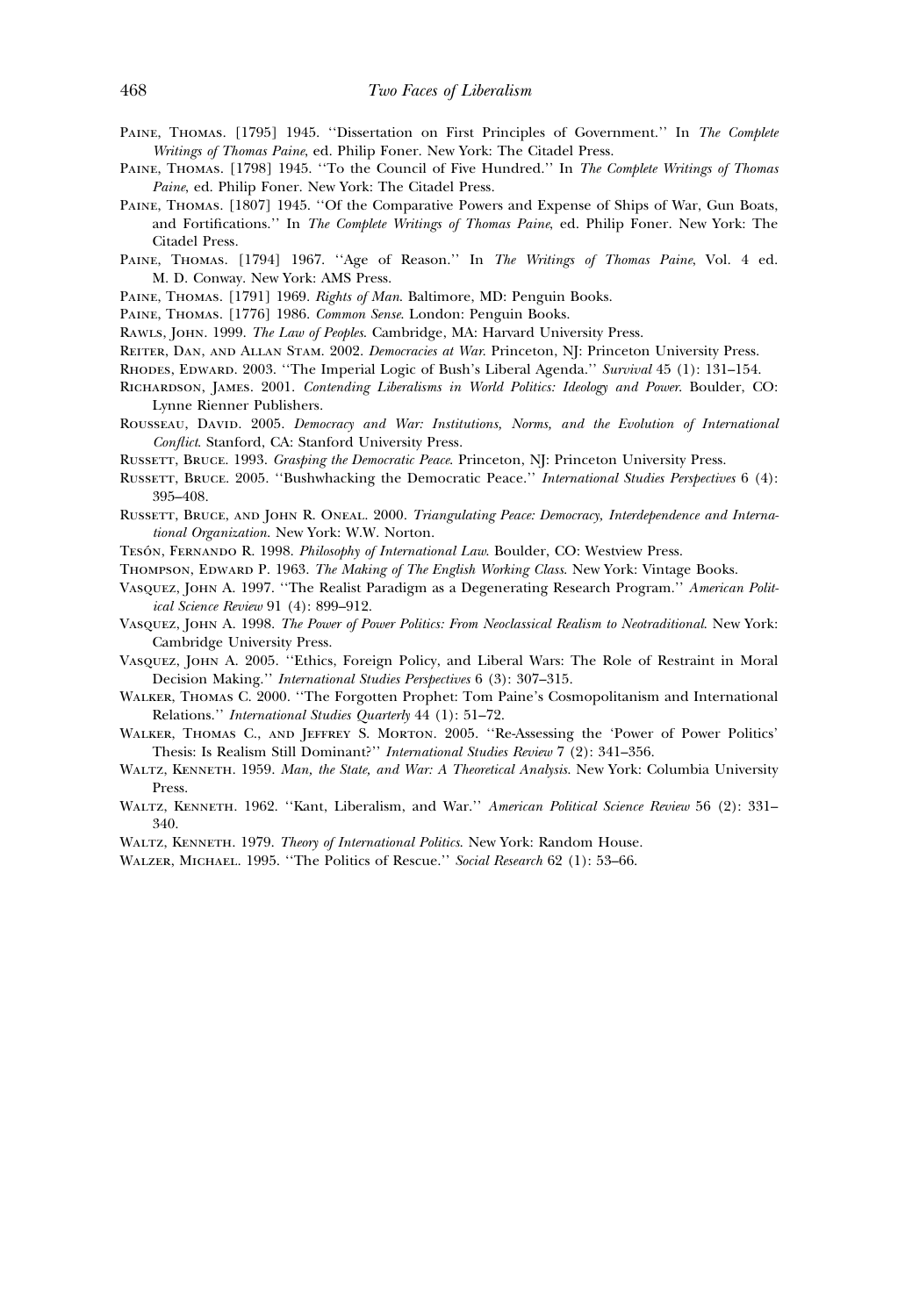Paine, Thomas. [1795] 1945. ''Dissertation on First Principles of Government.'' In *The Complete Writings of Thomas Paine*, ed. Philip Foner. New York: The Citadel Press.

Paine, Thomas. [1798] 1945. ''To the Council of Five Hundred.'' In *The Complete Writings of Thomas Paine*, ed. Philip Foner. New York: The Citadel Press.

Paine, Thomas. [1807] 1945. ''Of the Comparative Powers and Expense of Ships of War, Gun Boats, and Fortifications.'' In *The Complete Writings of Thomas Paine*, ed. Philip Foner. New York: The Citadel Press.

Paine, Thomas. [1794] 1967. ''Age of Reason.'' In *The Writings of Thomas Paine*, Vol. 4 ed. M. D. Conway. New York: AMS Press.

Paine, Thomas. [1791] 1969. *Rights of Man*. Baltimore, MD: Penguin Books.

Paine, Thomas. [1776] 1986. *Common Sense*. London: Penguin Books.

Rawls, John. 1999. *The Law of Peoples*. Cambridge, MA: Harvard University Press.

Reiter, Dan, and Allan Stam. 2002. *Democracies at War*. Princeton, NJ: Princeton University Press.

Rhodes, Edward. 2003. ''The Imperial Logic of Bush's Liberal Agenda.'' *Survival* 45 (1): 131–154.

Richardson, James. 2001. *Contending Liberalisms in World Politics: Ideology and Power*. Boulder, CO: Lynne Rienner Publishers.

Rousseau, David. 2005. *Democracy and War: Institutions, Norms, and the Evolution of International Conflict*. Stanford, CA: Stanford University Press.

Russett, Bruce. 1993. *Grasping the Democratic Peace*. Princeton, NJ: Princeton University Press.

Russett, Bruce. 2005. ''Bushwhacking the Democratic Peace.'' *International Studies Perspectives* 6 (4): 395–408.

Russett, Bruce, and John R. Oneal. 2000. *Triangulating Peace: Democracy, Interdependence and International Organization*. New York: W.W. Norton.

Tesón, Fernando R. 1998. *Philosophy of International Law*. Boulder, CO: Westview Press.

Thompson, Edward P. 1963. *The Making of The English Working Class*. New York: Vintage Books.

Vasquez, John A. 1997. ''The Realist Paradigm as a Degenerating Research Program.'' *American Political Science Review* 91 (4): 899–912.

Vasquez, John A. 1998. *The Power of Power Politics: From Neoclassical Realism to Neotraditional*. New York: Cambridge University Press.

Vasquez, John A. 2005. ''Ethics, Foreign Policy, and Liberal Wars: The Role of Restraint in Moral Decision Making.'' *International Studies Perspectives* 6 (3): 307–315.

Walker, Thomas C. 2000. ''The Forgotten Prophet: Tom Paine's Cosmopolitanism and International Relations.'' *International Studies Quarterly* 44 (1): 51–72.

Walker, Thomas C., and Jeffrey S. Morton. 2005. ''Re-Assessing the 'Power of Power Politics' Thesis: Is Realism Still Dominant?'' *International Studies Review* 7 (2): 341–356.

Waltz, Kenneth. 1959. *Man, the State, and War: A Theoretical Analysis*. New York: Columbia University Press.

Waltz, Kenneth. 1962. ''Kant, Liberalism, and War.'' *American Political Science Review* 56 (2): 331–340.

Waltz, Kenneth. 1979. *Theory of International Politics*. New York: Random House.

Walzer, Michael. 1995. ''The Politics of Rescue.'' *Social Research* 62 (1): 53–66.